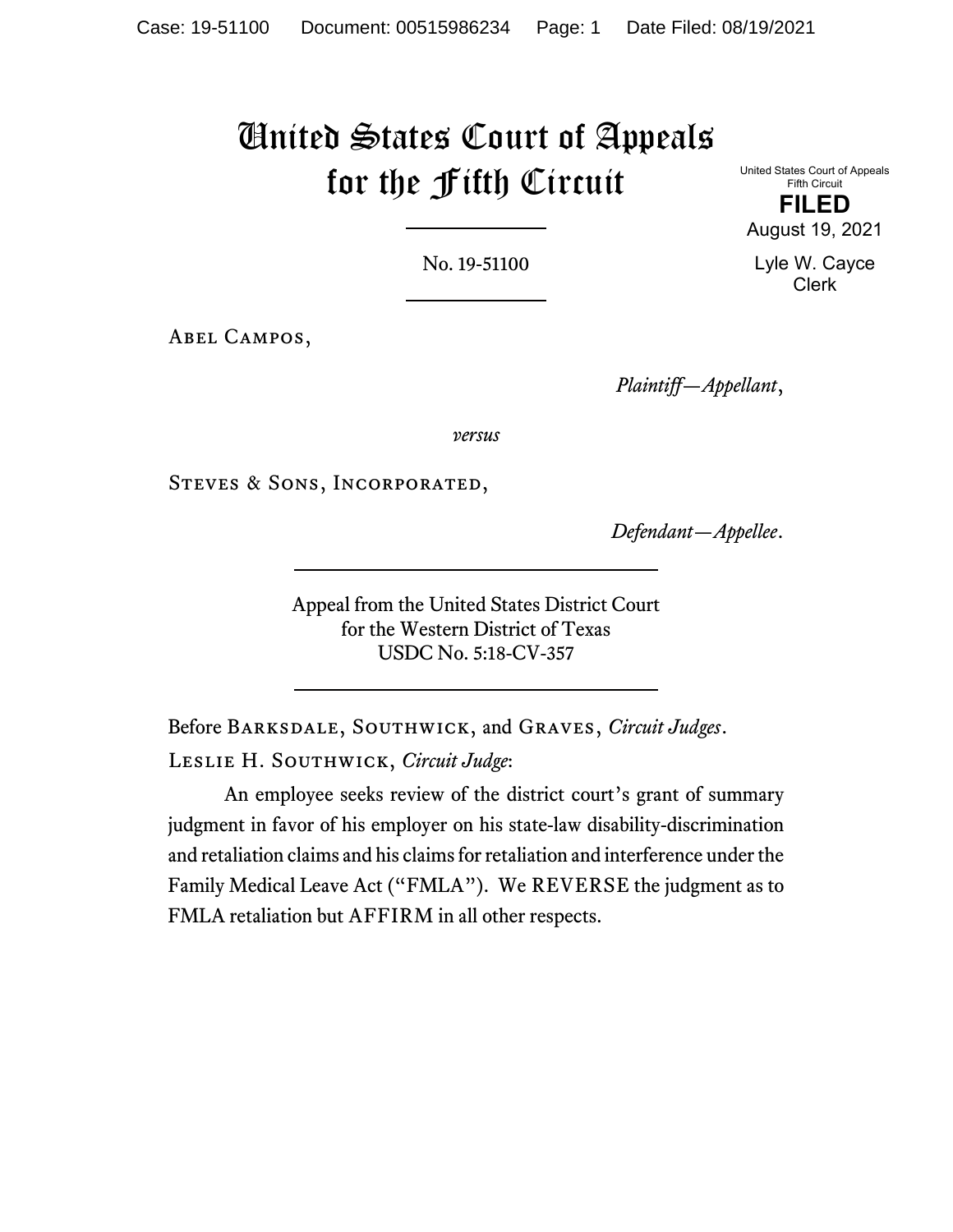# United States Court of Appeals for the Fifth Circuit

United States Court of Appeals
Fifth Circuit
**FILED**
August 19, 2021

Lyle W. Cayce
Clerk

No. 19-51100

---

Abel Campos,

*Plaintiff—Appellant*,

*versus*

Steves & Sons, Incorporated,

*Defendant—Appellee*.

---

Appeal from the United States District Court
for the Western District of Texas
USDC No. 5:18-CV-357

---

Before Barksdale, Southwick, and Graves, *Circuit Judges*.

Leslie H. Southwick, *Circuit Judge*:

An employee seeks review of the district court's grant of summary judgment in favor of his employer on his state-law disability-discrimination and retaliation claims and his claims for retaliation and interference under the Family Medical Leave Act ("FMLA"). We REVERSE the judgment as to FMLA retaliation but AFFIRM in all other respects.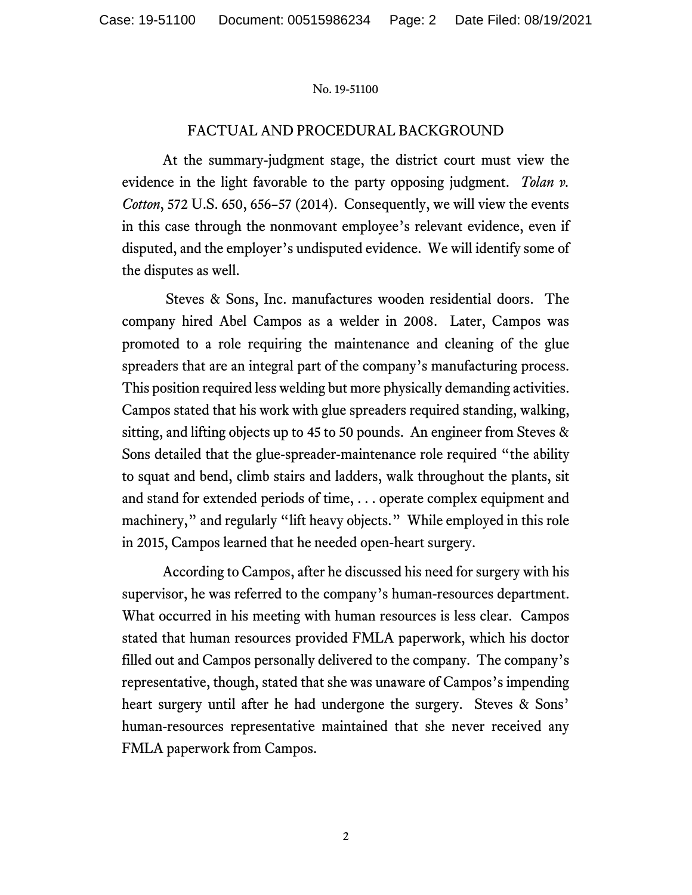## FACTUAL AND PROCEDURAL BACKGROUND

At the summary-judgment stage, the district court must view the evidence in the light favorable to the party opposing judgment. *Tolan v. Cotton*, 572 U.S. 650, 656–57 (2014). Consequently, we will view the events in this case through the nonmovant employee's relevant evidence, even if disputed, and the employer's undisputed evidence. We will identify some of the disputes as well.

Steves & Sons, Inc. manufactures wooden residential doors. The company hired Abel Campos as a welder in 2008. Later, Campos was promoted to a role requiring the maintenance and cleaning of the glue spreaders that are an integral part of the company's manufacturing process. This position required less welding but more physically demanding activities. Campos stated that his work with glue spreaders required standing, walking, sitting, and lifting objects up to 45 to 50 pounds. An engineer from Steves & Sons detailed that the glue-spreader-maintenance role required "the ability to squat and bend, climb stairs and ladders, walk throughout the plants, sit and stand for extended periods of time, . . . operate complex equipment and machinery," and regularly "lift heavy objects." While employed in this role in 2015, Campos learned that he needed open-heart surgery.

According to Campos, after he discussed his need for surgery with his supervisor, he was referred to the company's human-resources department. What occurred in his meeting with human resources is less clear. Campos stated that human resources provided FMLA paperwork, which his doctor filled out and Campos personally delivered to the company. The company's representative, though, stated that she was unaware of Campos's impending heart surgery until after he had undergone the surgery. Steves & Sons' human-resources representative maintained that she never received any FMLA paperwork from Campos.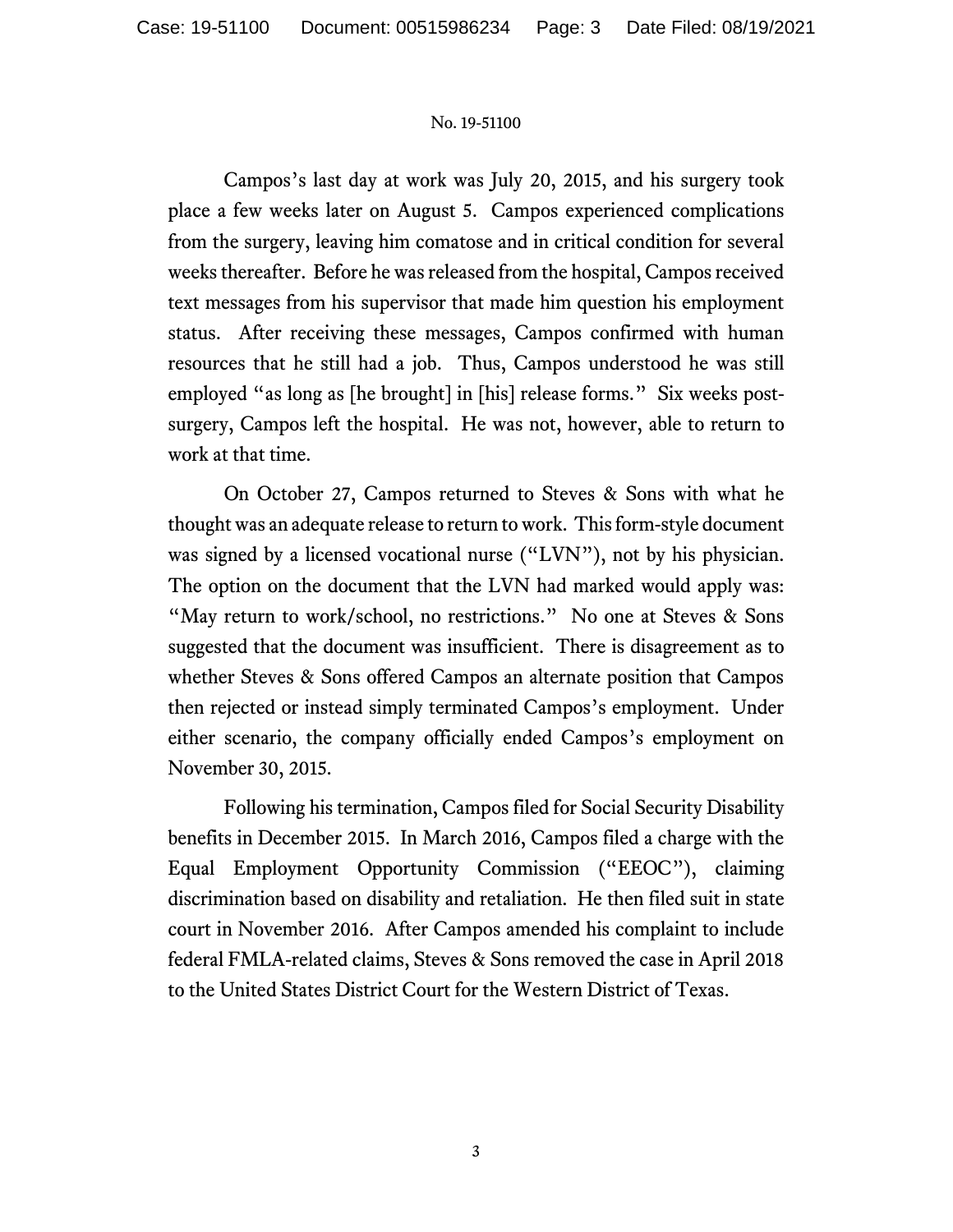Campos's last day at work was July 20, 2015, and his surgery took place a few weeks later on August 5. Campos experienced complications from the surgery, leaving him comatose and in critical condition for several weeks thereafter. Before he was released from the hospital, Campos received text messages from his supervisor that made him question his employment status. After receiving these messages, Campos confirmed with human resources that he still had a job. Thus, Campos understood he was still employed "as long as [he brought] in [his] release forms." Six weeks post-surgery, Campos left the hospital. He was not, however, able to return to work at that time.

On October 27, Campos returned to Steves & Sons with what he thought was an adequate release to return to work. This form-style document was signed by a licensed vocational nurse ("LVN"), not by his physician. The option on the document that the LVN had marked would apply was: "May return to work/school, no restrictions." No one at Steves & Sons suggested that the document was insufficient. There is disagreement as to whether Steves & Sons offered Campos an alternate position that Campos then rejected or instead simply terminated Campos's employment. Under either scenario, the company officially ended Campos's employment on November 30, 2015.

Following his termination, Campos filed for Social Security Disability benefits in December 2015. In March 2016, Campos filed a charge with the Equal Employment Opportunity Commission ("EEOC"), claiming discrimination based on disability and retaliation. He then filed suit in state court in November 2016. After Campos amended his complaint to include federal FMLA-related claims, Steves & Sons removed the case in April 2018 to the United States District Court for the Western District of Texas.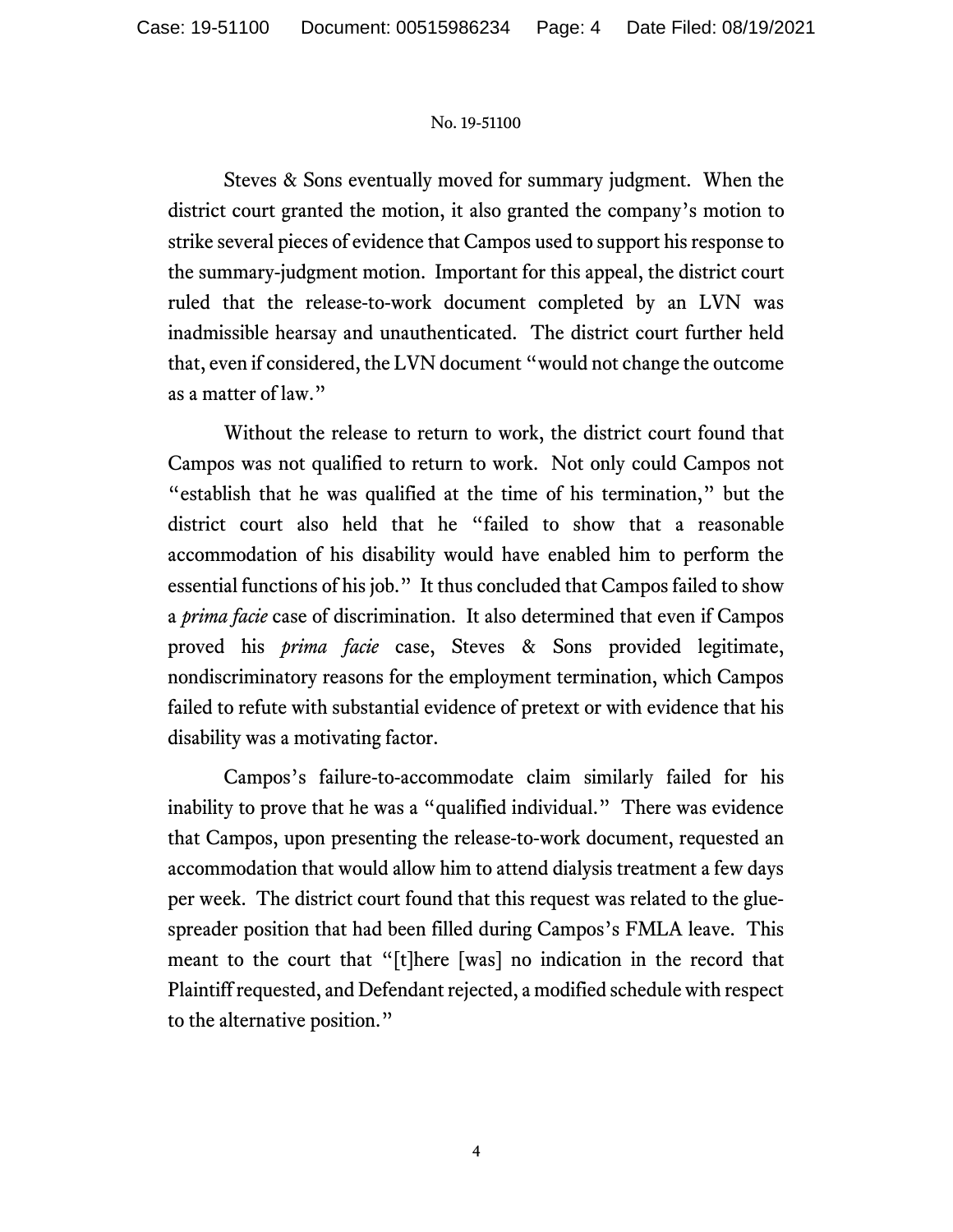Steves & Sons eventually moved for summary judgment. When the district court granted the motion, it also granted the company's motion to strike several pieces of evidence that Campos used to support his response to the summary-judgment motion. Important for this appeal, the district court ruled that the release-to-work document completed by an LVN was inadmissible hearsay and unauthenticated. The district court further held that, even if considered, the LVN document "would not change the outcome as a matter of law."

Without the release to return to work, the district court found that Campos was not qualified to return to work. Not only could Campos not "establish that he was qualified at the time of his termination," but the district court also held that he "failed to show that a reasonable accommodation of his disability would have enabled him to perform the essential functions of his job." It thus concluded that Campos failed to show a *prima facie* case of discrimination. It also determined that even if Campos proved his *prima facie* case, Steves & Sons provided legitimate, nondiscriminatory reasons for the employment termination, which Campos failed to refute with substantial evidence of pretext or with evidence that his disability was a motivating factor.

Campos's failure-to-accommodate claim similarly failed for his inability to prove that he was a "qualified individual." There was evidence that Campos, upon presenting the release-to-work document, requested an accommodation that would allow him to attend dialysis treatment a few days per week. The district court found that this request was related to the glue-spreader position that had been filled during Campos's FMLA leave. This meant to the court that "[t]here [was] no indication in the record that Plaintiff requested, and Defendant rejected, a modified schedule with respect to the alternative position."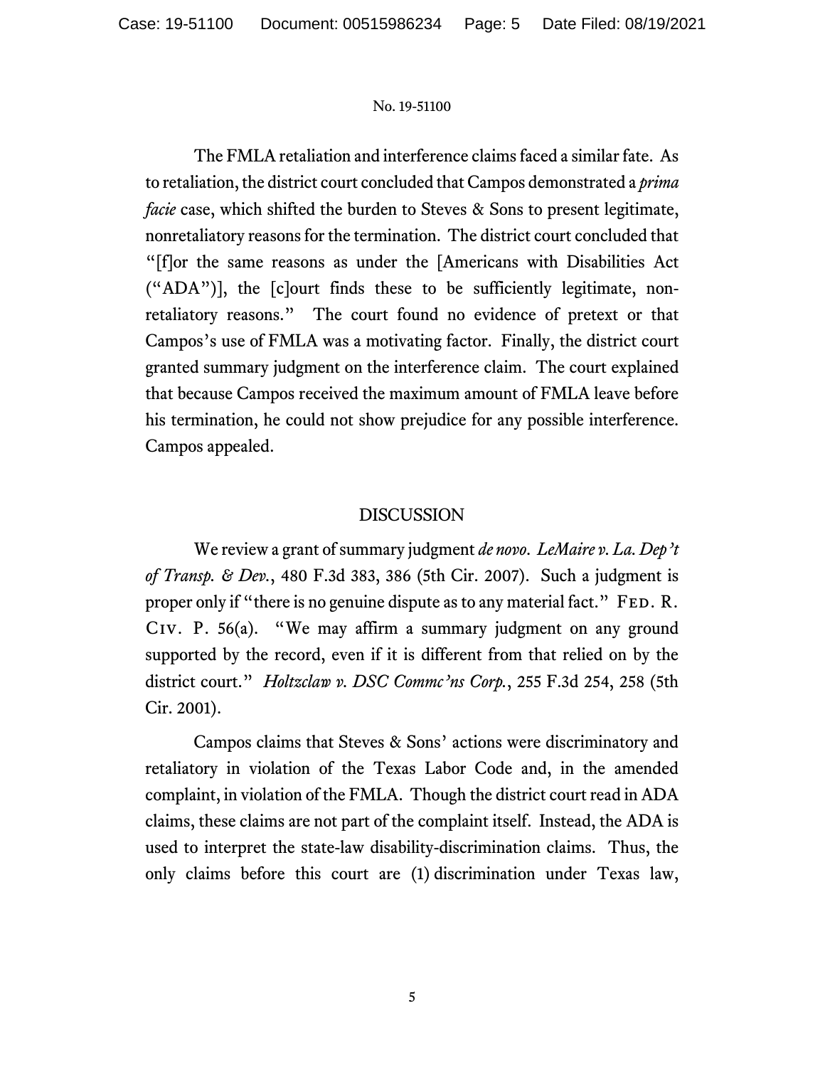The FMLA retaliation and interference claims faced a similar fate. As to retaliation, the district court concluded that Campos demonstrated a *prima facie* case, which shifted the burden to Steves & Sons to present legitimate, nonretaliatory reasons for the termination. The district court concluded that "[f]or the same reasons as under the [Americans with Disabilities Act ("ADA")], the [c]ourt finds these to be sufficiently legitimate, non-retaliatory reasons." The court found no evidence of pretext or that Campos's use of FMLA was a motivating factor. Finally, the district court granted summary judgment on the interference claim. The court explained that because Campos received the maximum amount of FMLA leave before his termination, he could not show prejudice for any possible interference. Campos appealed.

## DISCUSSION

We review a grant of summary judgment *de novo*. *LeMaire v. La. Dep't of Transp. & Dev.*, 480 F.3d 383, 386 (5th Cir. 2007). Such a judgment is proper only if "there is no genuine dispute as to any material fact." FED. R. CIV. P. 56(a). "We may affirm a summary judgment on any ground supported by the record, even if it is different from that relied on by the district court." *Holtzclaw v. DSC Commc'ns Corp.*, 255 F.3d 254, 258 (5th Cir. 2001).

Campos claims that Steves & Sons' actions were discriminatory and retaliatory in violation of the Texas Labor Code and, in the amended complaint, in violation of the FMLA. Though the district court read in ADA claims, these claims are not part of the complaint itself. Instead, the ADA is used to interpret the state-law disability-discrimination claims. Thus, the only claims before this court are (1) discrimination under Texas law,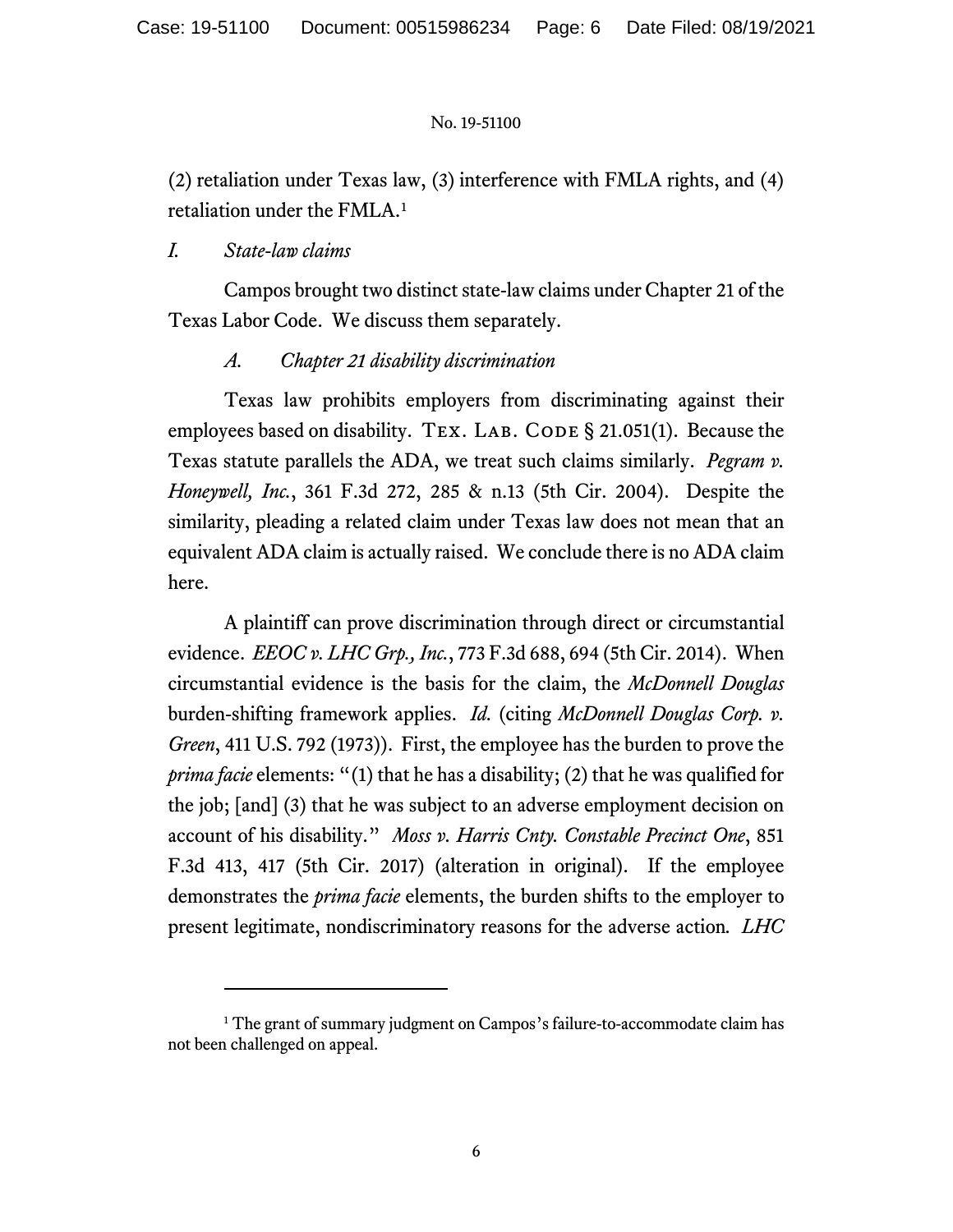(2) retaliation under Texas law, (3) interference with FMLA rights, and (4) retaliation under the FMLA.[1]

## *I. State-law claims*

Campos brought two distinct state-law claims under Chapter 21 of the Texas Labor Code. We discuss them separately.

### *A. Chapter 21 disability discrimination*

Texas law prohibits employers from discriminating against their employees based on disability. TEX. LAB. CODE § 21.051(1). Because the Texas statute parallels the ADA, we treat such claims similarly. *Pegram v. Honeywell, Inc.*, 361 F.3d 272, 285 & n.13 (5th Cir. 2004). Despite the similarity, pleading a related claim under Texas law does not mean that an equivalent ADA claim is actually raised. We conclude there is no ADA claim here.

A plaintiff can prove discrimination through direct or circumstantial evidence. *EEOC v. LHC Grp., Inc.*, 773 F.3d 688, 694 (5th Cir. 2014). When circumstantial evidence is the basis for the claim, the *McDonnell Douglas* burden-shifting framework applies. *Id.* (citing *McDonnell Douglas Corp. v. Green*, 411 U.S. 792 (1973)). First, the employee has the burden to prove the *prima facie* elements: "(1) that he has a disability; (2) that he was qualified for the job; [and] (3) that he was subject to an adverse employment decision on account of his disability." *Moss v. Harris Cnty. Constable Precinct One*, 851 F.3d 413, 417 (5th Cir. 2017) (alteration in original). If the employee demonstrates the *prima facie* elements, the burden shifts to the employer to present legitimate, nondiscriminatory reasons for the adverse action. *LHC*

---

[1] The grant of summary judgment on Campos's failure-to-accommodate claim has not been challenged on appeal.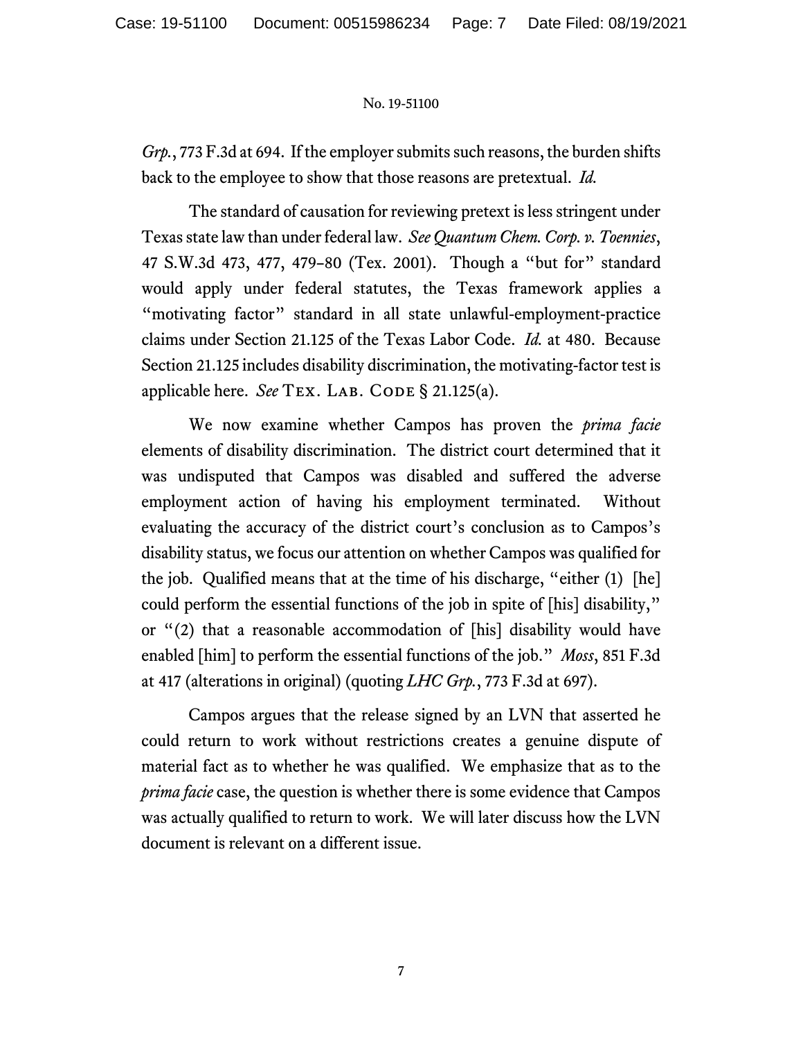*Grp.*, 773 F.3d at 694. If the employer submits such reasons, the burden shifts back to the employee to show that those reasons are pretextual. *Id.*

The standard of causation for reviewing pretext is less stringent under Texas state law than under federal law. *See Quantum Chem. Corp. v. Toennies*, 47 S.W.3d 473, 477, 479–80 (Tex. 2001). Though a "but for" standard would apply under federal statutes, the Texas framework applies a "motivating factor" standard in all state unlawful-employment-practice claims under Section 21.125 of the Texas Labor Code. *Id.* at 480. Because Section 21.125 includes disability discrimination, the motivating-factor test is applicable here. *See* TEX. LAB. CODE § 21.125(a).

We now examine whether Campos has proven the *prima facie* elements of disability discrimination. The district court determined that it was undisputed that Campos was disabled and suffered the adverse employment action of having his employment terminated. Without evaluating the accuracy of the district court's conclusion as to Campos's disability status, we focus our attention on whether Campos was qualified for the job. Qualified means that at the time of his discharge, "either (1) [he] could perform the essential functions of the job in spite of [his] disability," or "(2) that a reasonable accommodation of [his] disability would have enabled [him] to perform the essential functions of the job." *Moss*, 851 F.3d at 417 (alterations in original) (quoting *LHC Grp.*, 773 F.3d at 697).

Campos argues that the release signed by an LVN that asserted he could return to work without restrictions creates a genuine dispute of material fact as to whether he was qualified. We emphasize that as to the *prima facie* case, the question is whether there is some evidence that Campos was actually qualified to return to work. We will later discuss how the LVN document is relevant on a different issue.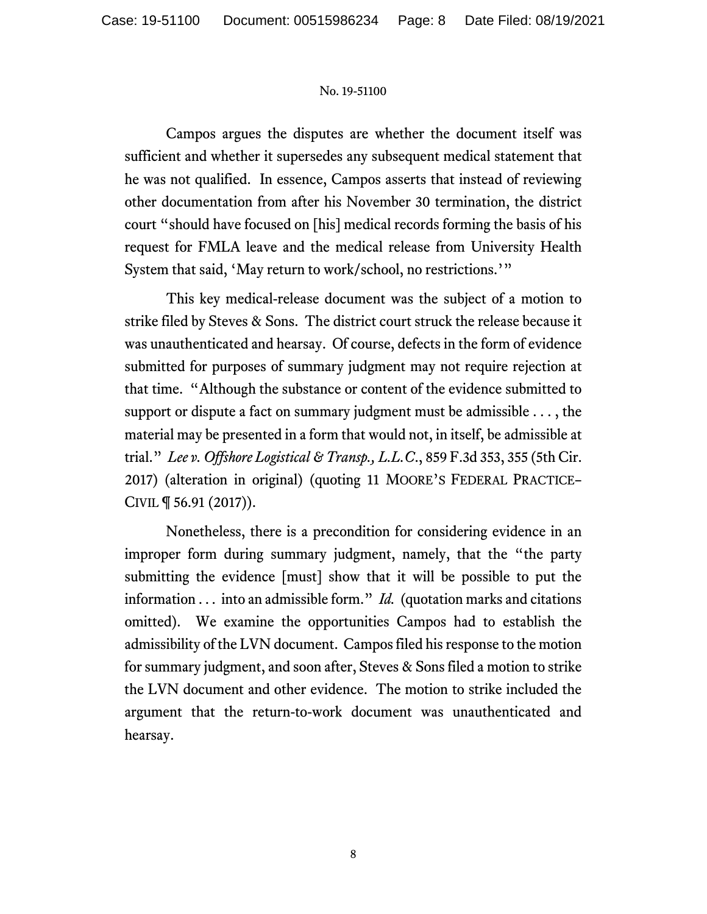Campos argues the disputes are whether the document itself was sufficient and whether it supersedes any subsequent medical statement that he was not qualified. In essence, Campos asserts that instead of reviewing other documentation from after his November 30 termination, the district court "should have focused on [his] medical records forming the basis of his request for FMLA leave and the medical release from University Health System that said, 'May return to work/school, no restrictions.'"

This key medical-release document was the subject of a motion to strike filed by Steves & Sons. The district court struck the release because it was unauthenticated and hearsay. Of course, defects in the form of evidence submitted for purposes of summary judgment may not require rejection at that time. "Although the substance or content of the evidence submitted to support or dispute a fact on summary judgment must be admissible . . . , the material may be presented in a form that would not, in itself, be admissible at trial." *Lee v. Offshore Logistical & Transp., L.L.C.*, 859 F.3d 353, 355 (5th Cir. 2017) (alteration in original) (quoting 11 MOORE'S FEDERAL PRACTICE–CIVIL ¶ 56.91 (2017)).

Nonetheless, there is a precondition for considering evidence in an improper form during summary judgment, namely, that the "the party submitting the evidence [must] show that it will be possible to put the information . . . into an admissible form." *Id.* (quotation marks and citations omitted). We examine the opportunities Campos had to establish the admissibility of the LVN document. Campos filed his response to the motion for summary judgment, and soon after, Steves & Sons filed a motion to strike the LVN document and other evidence. The motion to strike included the argument that the return-to-work document was unauthenticated and hearsay.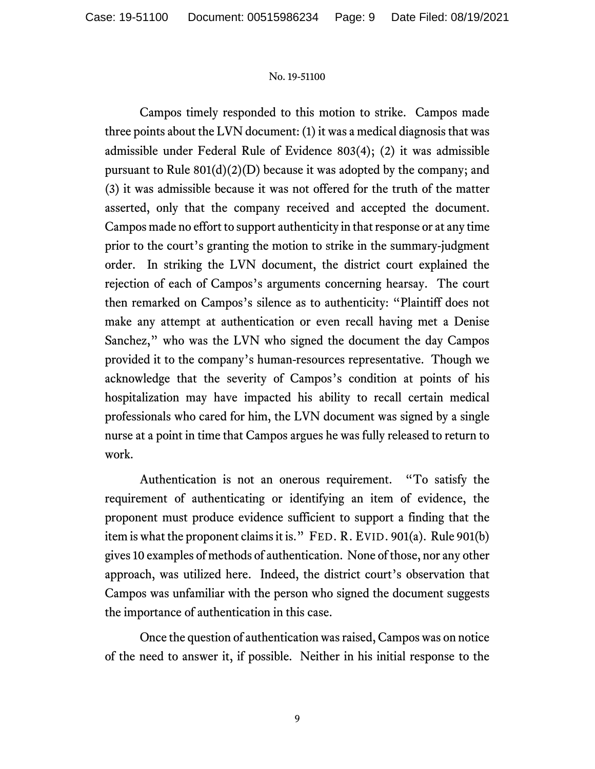Campos timely responded to this motion to strike. Campos made three points about the LVN document: (1) it was a medical diagnosis that was admissible under Federal Rule of Evidence 803(4); (2) it was admissible pursuant to Rule 801(d)(2)(D) because it was adopted by the company; and (3) it was admissible because it was not offered for the truth of the matter asserted, only that the company received and accepted the document. Campos made no effort to support authenticity in that response or at any time prior to the court's granting the motion to strike in the summary-judgment order. In striking the LVN document, the district court explained the rejection of each of Campos's arguments concerning hearsay. The court then remarked on Campos's silence as to authenticity: "Plaintiff does not make any attempt at authentication or even recall having met a Denise Sanchez," who was the LVN who signed the document the day Campos provided it to the company's human-resources representative. Though we acknowledge that the severity of Campos's condition at points of his hospitalization may have impacted his ability to recall certain medical professionals who cared for him, the LVN document was signed by a single nurse at a point in time that Campos argues he was fully released to return to work.

Authentication is not an onerous requirement. "To satisfy the requirement of authenticating or identifying an item of evidence, the proponent must produce evidence sufficient to support a finding that the item is what the proponent claims it is." FED. R. EVID. 901(a). Rule 901(b) gives 10 examples of methods of authentication. None of those, nor any other approach, was utilized here. Indeed, the district court's observation that Campos was unfamiliar with the person who signed the document suggests the importance of authentication in this case.

Once the question of authentication was raised, Campos was on notice of the need to answer it, if possible. Neither in his initial response to the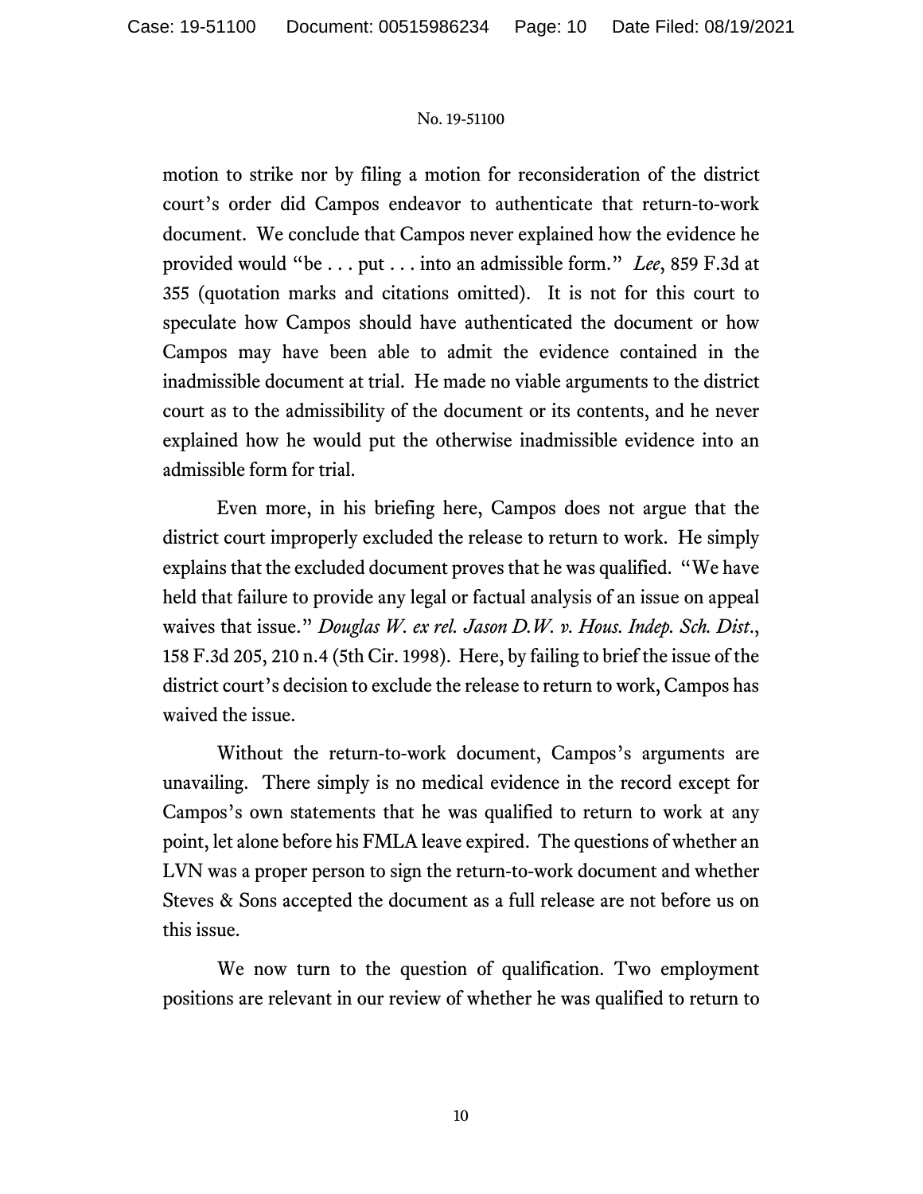motion to strike nor by filing a motion for reconsideration of the district court's order did Campos endeavor to authenticate that return-to-work document. We conclude that Campos never explained how the evidence he provided would "be . . . put . . . into an admissible form." *Lee*, 859 F.3d at 355 (quotation marks and citations omitted). It is not for this court to speculate how Campos should have authenticated the document or how Campos may have been able to admit the evidence contained in the inadmissible document at trial. He made no viable arguments to the district court as to the admissibility of the document or its contents, and he never explained how he would put the otherwise inadmissible evidence into an admissible form for trial.

Even more, in his briefing here, Campos does not argue that the district court improperly excluded the release to return to work. He simply explains that the excluded document proves that he was qualified. "We have held that failure to provide any legal or factual analysis of an issue on appeal waives that issue." *Douglas W. ex rel. Jason D.W. v. Hous. Indep. Sch. Dist.*, 158 F.3d 205, 210 n.4 (5th Cir. 1998). Here, by failing to brief the issue of the district court's decision to exclude the release to return to work, Campos has waived the issue.

Without the return-to-work document, Campos's arguments are unavailing. There simply is no medical evidence in the record except for Campos's own statements that he was qualified to return to work at any point, let alone before his FMLA leave expired. The questions of whether an LVN was a proper person to sign the return-to-work document and whether Steves & Sons accepted the document as a full release are not before us on this issue.

We now turn to the question of qualification. Two employment positions are relevant in our review of whether he was qualified to return to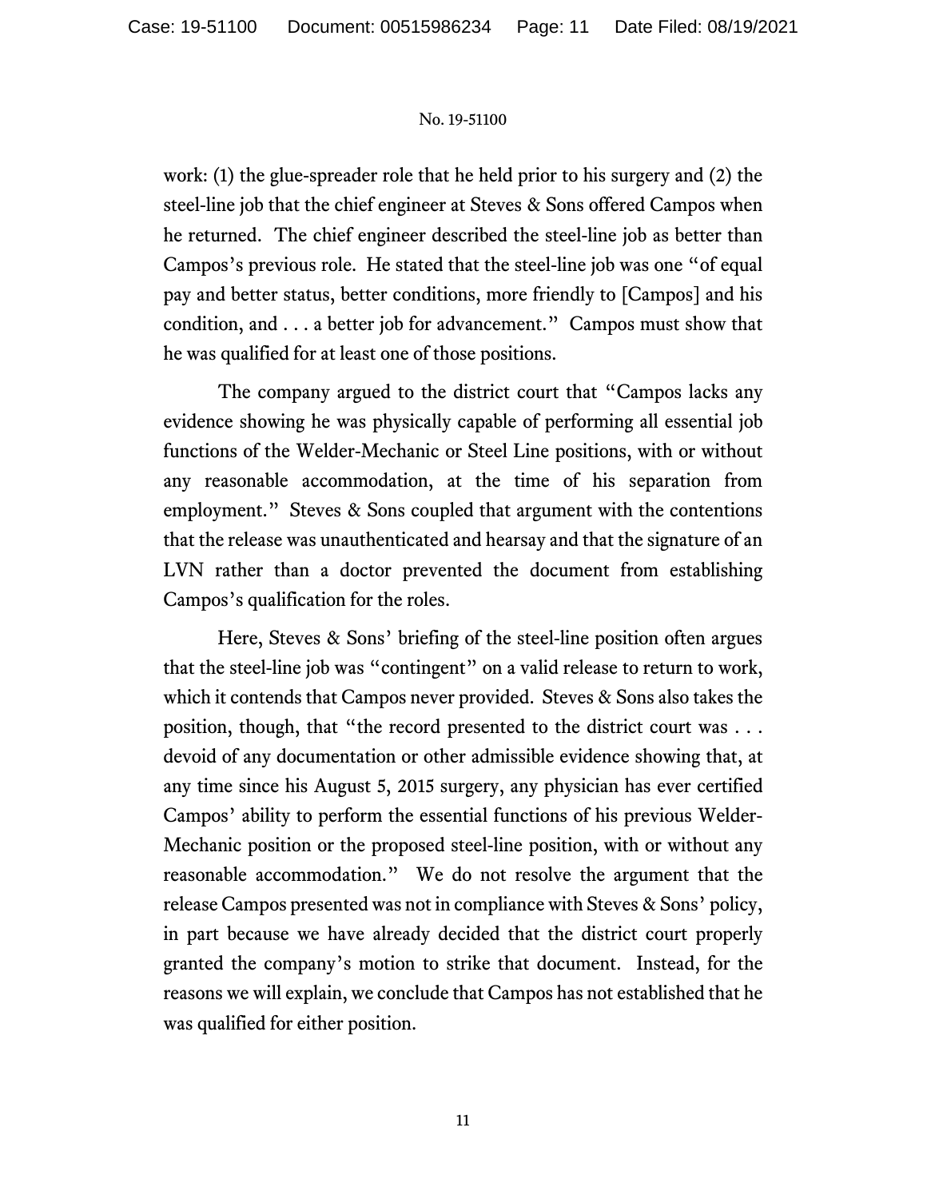work: (1) the glue-spreader role that he held prior to his surgery and (2) the steel-line job that the chief engineer at Steves & Sons offered Campos when he returned. The chief engineer described the steel-line job as better than Campos's previous role. He stated that the steel-line job was one "of equal pay and better status, better conditions, more friendly to [Campos] and his condition, and . . . a better job for advancement." Campos must show that he was qualified for at least one of those positions.

The company argued to the district court that "Campos lacks any evidence showing he was physically capable of performing all essential job functions of the Welder-Mechanic or Steel Line positions, with or without any reasonable accommodation, at the time of his separation from employment." Steves & Sons coupled that argument with the contentions that the release was unauthenticated and hearsay and that the signature of an LVN rather than a doctor prevented the document from establishing Campos's qualification for the roles.

Here, Steves & Sons' briefing of the steel-line position often argues that the steel-line job was "contingent" on a valid release to return to work, which it contends that Campos never provided. Steves & Sons also takes the position, though, that "the record presented to the district court was . . . devoid of any documentation or other admissible evidence showing that, at any time since his August 5, 2015 surgery, any physician has ever certified Campos' ability to perform the essential functions of his previous Welder-Mechanic position or the proposed steel-line position, with or without any reasonable accommodation." We do not resolve the argument that the release Campos presented was not in compliance with Steves & Sons' policy, in part because we have already decided that the district court properly granted the company's motion to strike that document. Instead, for the reasons we will explain, we conclude that Campos has not established that he was qualified for either position.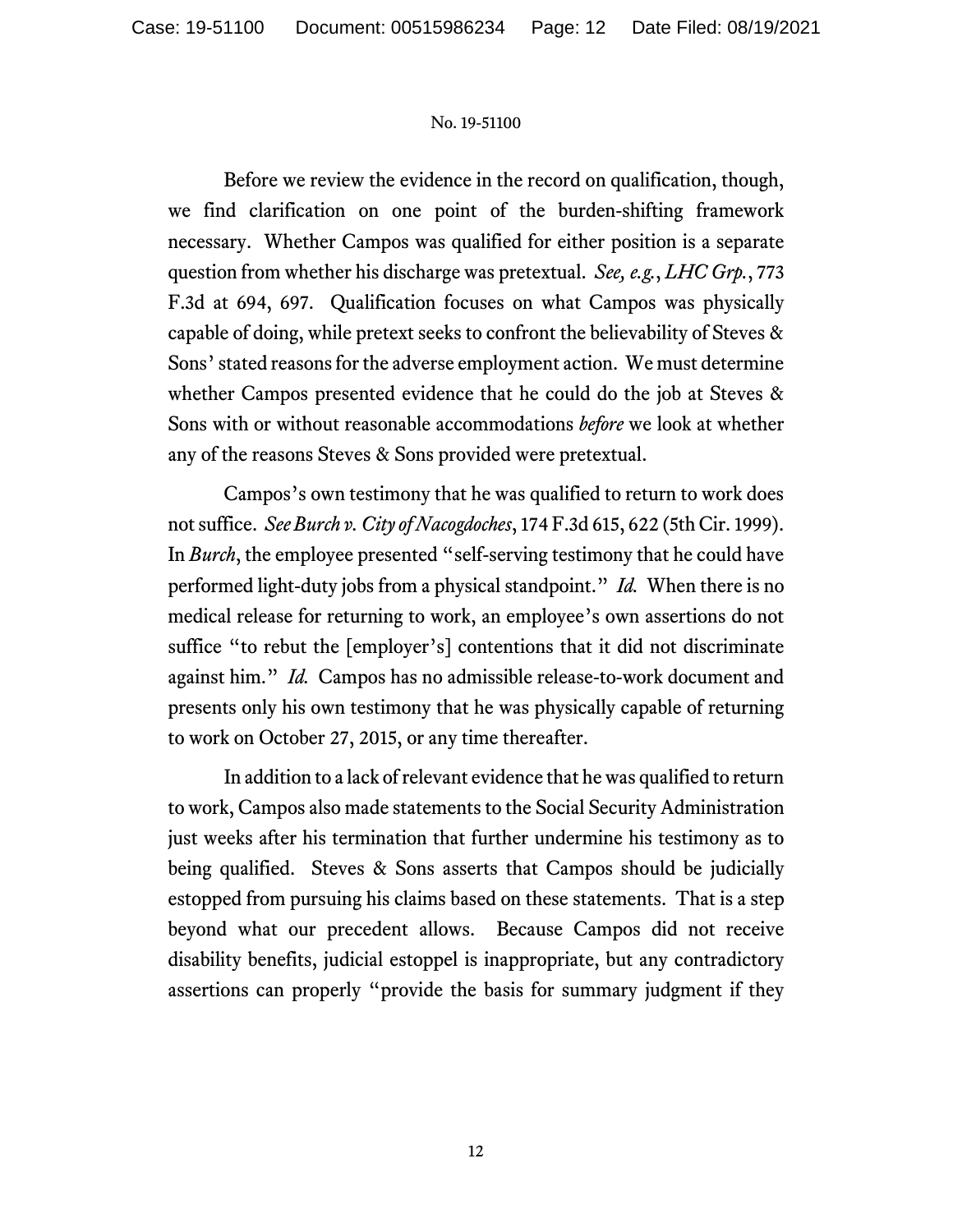Before we review the evidence in the record on qualification, though, we find clarification on one point of the burden-shifting framework necessary. Whether Campos was qualified for either position is a separate question from whether his discharge was pretextual. *See, e.g.*, *LHC Grp.*, 773 F.3d at 694, 697. Qualification focuses on what Campos was physically capable of doing, while pretext seeks to confront the believability of Steves & Sons' stated reasons for the adverse employment action. We must determine whether Campos presented evidence that he could do the job at Steves & Sons with or without reasonable accommodations *before* we look at whether any of the reasons Steves & Sons provided were pretextual.

Campos's own testimony that he was qualified to return to work does not suffice. *See Burch v. City of Nacogdoches*, 174 F.3d 615, 622 (5th Cir. 1999). In *Burch*, the employee presented "self-serving testimony that he could have performed light-duty jobs from a physical standpoint." *Id.* When there is no medical release for returning to work, an employee's own assertions do not suffice "to rebut the [employer's] contentions that it did not discriminate against him." *Id.* Campos has no admissible release-to-work document and presents only his own testimony that he was physically capable of returning to work on October 27, 2015, or any time thereafter.

In addition to a lack of relevant evidence that he was qualified to return to work, Campos also made statements to the Social Security Administration just weeks after his termination that further undermine his testimony as to being qualified. Steves & Sons asserts that Campos should be judicially estopped from pursuing his claims based on these statements. That is a step beyond what our precedent allows. Because Campos did not receive disability benefits, judicial estoppel is inappropriate, but any contradictory assertions can properly "provide the basis for summary judgment if they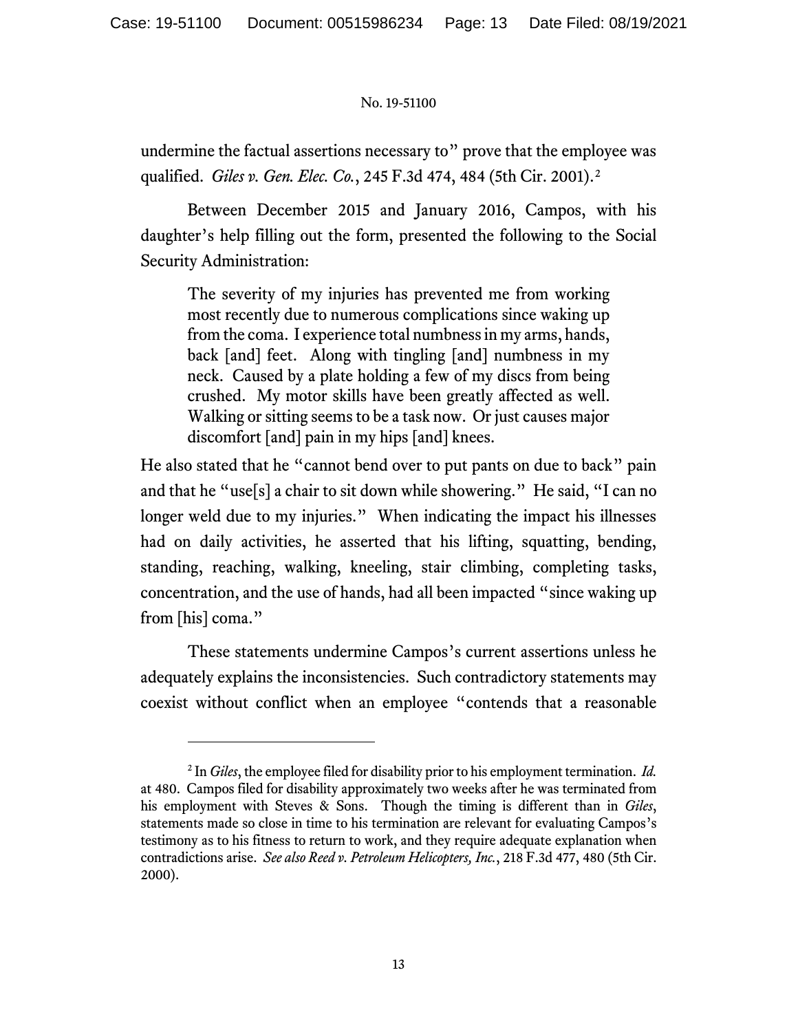undermine the factual assertions necessary to" prove that the employee was qualified. *Giles v. Gen. Elec. Co.*, 245 F.3d 474, 484 (5th Cir. 2001).[2]

Between December 2015 and January 2016, Campos, with his daughter's help filling out the form, presented the following to the Social Security Administration:

> The severity of my injuries has prevented me from working most recently due to numerous complications since waking up from the coma. I experience total numbness in my arms, hands, back [and] feet. Along with tingling [and] numbness in my neck. Caused by a plate holding a few of my discs from being crushed. My motor skills have been greatly affected as well. Walking or sitting seems to be a task now. Or just causes major discomfort [and] pain in my hips [and] knees.

He also stated that he "cannot bend over to put pants on due to back" pain and that he "use[s] a chair to sit down while showering." He said, "I can no longer weld due to my injuries." When indicating the impact his illnesses had on daily activities, he asserted that his lifting, squatting, bending, standing, reaching, walking, kneeling, stair climbing, completing tasks, concentration, and the use of hands, had all been impacted "since waking up from [his] coma."

These statements undermine Campos's current assertions unless he adequately explains the inconsistencies. Such contradictory statements may coexist without conflict when an employee "contends that a reasonable

---

[2] In *Giles*, the employee filed for disability prior to his employment termination. *Id.* at 480. Campos filed for disability approximately two weeks after he was terminated from his employment with Steves & Sons. Though the timing is different than in *Giles*, statements made so close in time to his termination are relevant for evaluating Campos's testimony as to his fitness to return to work, and they require adequate explanation when contradictions arise. *See also Reed v. Petroleum Helicopters, Inc.*, 218 F.3d 477, 480 (5th Cir. 2000).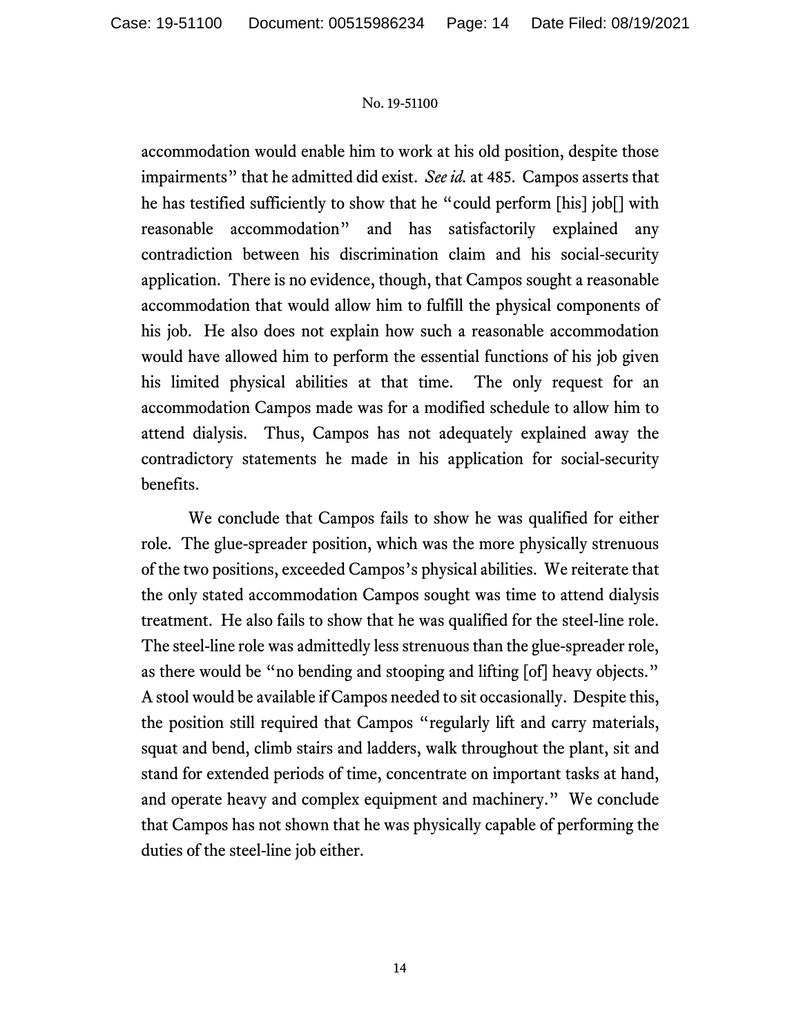accommodation would enable him to work at his old position, despite those impairments" that he admitted did exist. *See id.* at 485. Campos asserts that he has testified sufficiently to show that he "could perform [his] job[] with reasonable accommodation" and has satisfactorily explained any contradiction between his discrimination claim and his social-security application. There is no evidence, though, that Campos sought a reasonable accommodation that would allow him to fulfill the physical components of his job. He also does not explain how such a reasonable accommodation would have allowed him to perform the essential functions of his job given his limited physical abilities at that time. The only request for an accommodation Campos made was for a modified schedule to allow him to attend dialysis. Thus, Campos has not adequately explained away the contradictory statements he made in his application for social-security benefits.

We conclude that Campos fails to show he was qualified for either role. The glue-spreader position, which was the more physically strenuous of the two positions, exceeded Campos's physical abilities. We reiterate that the only stated accommodation Campos sought was time to attend dialysis treatment. He also fails to show that he was qualified for the steel-line role. The steel-line role was admittedly less strenuous than the glue-spreader role, as there would be "no bending and stooping and lifting [of] heavy objects." A stool would be available if Campos needed to sit occasionally. Despite this, the position still required that Campos "regularly lift and carry materials, squat and bend, climb stairs and ladders, walk throughout the plant, sit and stand for extended periods of time, concentrate on important tasks at hand, and operate heavy and complex equipment and machinery." We conclude that Campos has not shown that he was physically capable of performing the duties of the steel-line job either.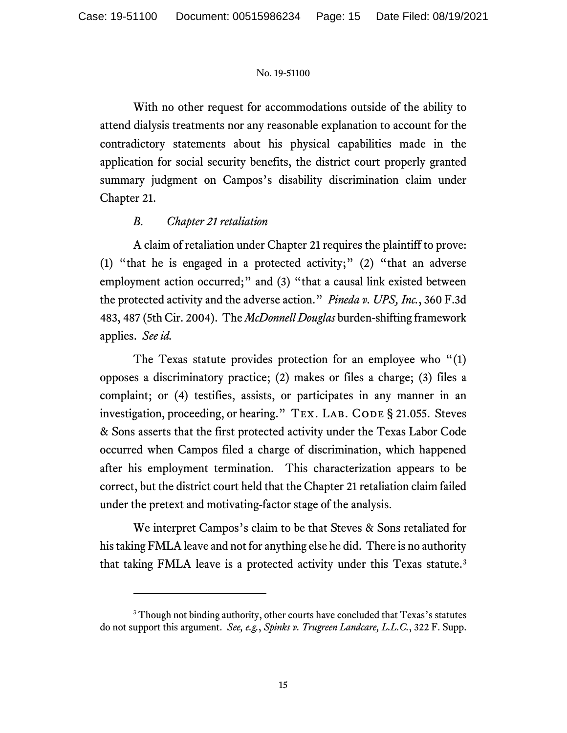With no other request for accommodations outside of the ability to attend dialysis treatments nor any reasonable explanation to account for the contradictory statements about his physical capabilities made in the application for social security benefits, the district court properly granted summary judgment on Campos's disability discrimination claim under Chapter 21.

### *B. Chapter 21 retaliation*

A claim of retaliation under Chapter 21 requires the plaintiff to prove: (1) "that he is engaged in a protected activity;" (2) "that an adverse employment action occurred;" and (3) "that a causal link existed between the protected activity and the adverse action." *Pineda v. UPS, Inc.*, 360 F.3d 483, 487 (5th Cir. 2004). The *McDonnell Douglas* burden-shifting framework applies. *See id.*

The Texas statute provides protection for an employee who "(1) opposes a discriminatory practice; (2) makes or files a charge; (3) files a complaint; or (4) testifies, assists, or participates in any manner in an investigation, proceeding, or hearing." TEX. LAB. CODE § 21.055. Steves & Sons asserts that the first protected activity under the Texas Labor Code occurred when Campos filed a charge of discrimination, which happened after his employment termination. This characterization appears to be correct, but the district court held that the Chapter 21 retaliation claim failed under the pretext and motivating-factor stage of the analysis.

We interpret Campos's claim to be that Steves & Sons retaliated for his taking FMLA leave and not for anything else he did. There is no authority that taking FMLA leave is a protected activity under this Texas statute.[3]

[3] Though not binding authority, other courts have concluded that Texas's statutes do not support this argument. *See, e.g.*, *Spinks v. Trugreen Landcare, L.L.C.*, 322 F. Supp.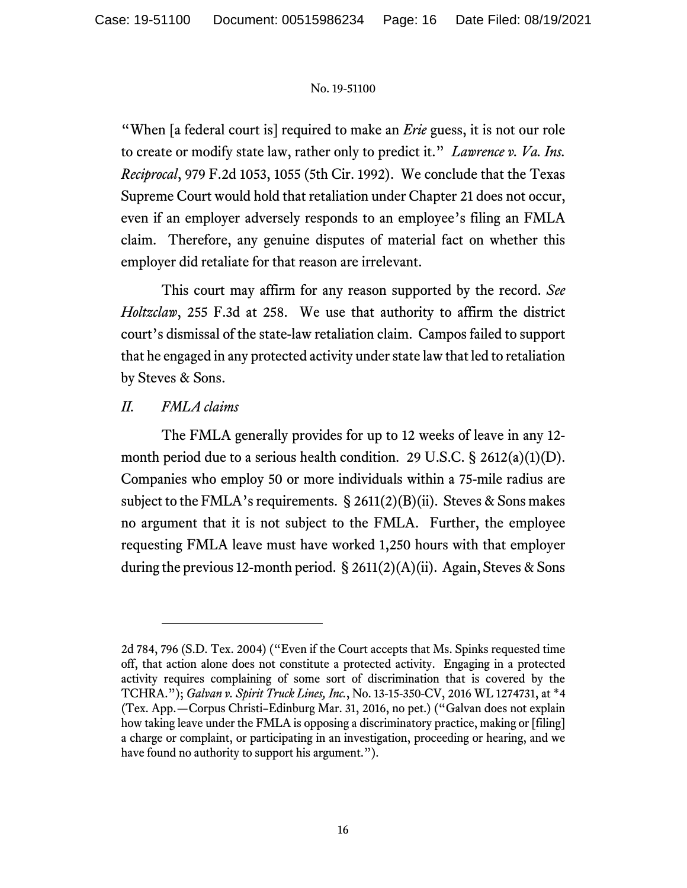"When [a federal court is] required to make an *Erie* guess, it is not our role to create or modify state law, rather only to predict it." *Lawrence v. Va. Ins. Reciprocal*, 979 F.2d 1053, 1055 (5th Cir. 1992). We conclude that the Texas Supreme Court would hold that retaliation under Chapter 21 does not occur, even if an employer adversely responds to an employee's filing an FMLA claim. Therefore, any genuine disputes of material fact on whether this employer did retaliate for that reason are irrelevant.

This court may affirm for any reason supported by the record. *See Holtzclaw*, 255 F.3d at 258. We use that authority to affirm the district court's dismissal of the state-law retaliation claim. Campos failed to support that he engaged in any protected activity under state law that led to retaliation by Steves & Sons.

## *II. FMLA claims*

The FMLA generally provides for up to 12 weeks of leave in any 12-month period due to a serious health condition. 29 U.S.C. § 2612(a)(1)(D). Companies who employ 50 or more individuals within a 75-mile radius are subject to the FMLA's requirements. § 2611(2)(B)(ii). Steves & Sons makes no argument that it is not subject to the FMLA. Further, the employee requesting FMLA leave must have worked 1,250 hours with that employer during the previous 12-month period. § 2611(2)(A)(ii). Again, Steves & Sons

---

2d 784, 796 (S.D. Tex. 2004) ("Even if the Court accepts that Ms. Spinks requested time off, that action alone does not constitute a protected activity. Engaging in a protected activity requires complaining of some sort of discrimination that is covered by the TCHRA."); *Galvan v. Spirit Truck Lines, Inc.*, No. 13-15-350-CV, 2016 WL 1274731, at *4 (Tex. App.—Corpus Christi–Edinburg Mar. 31, 2016, no pet.) ("Galvan does not explain how taking leave under the FMLA is opposing a discriminatory practice, making or [filing] a charge or complaint, or participating in an investigation, proceeding or hearing, and we have found no authority to support his argument.").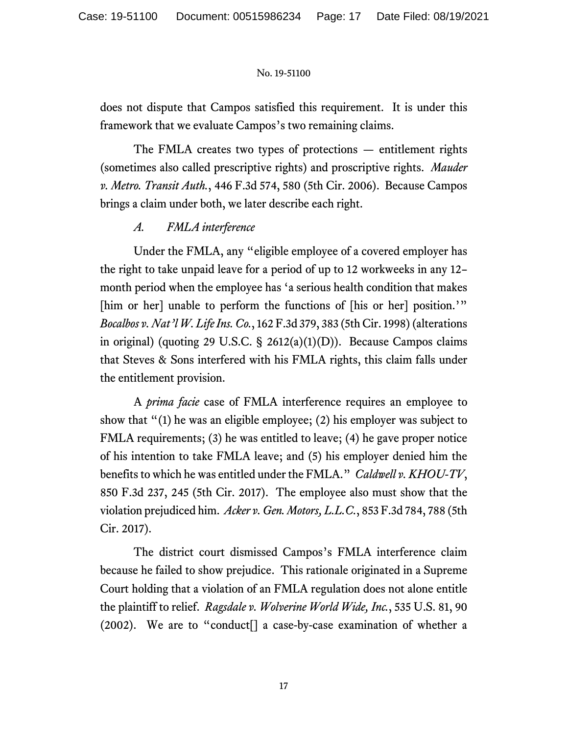does not dispute that Campos satisfied this requirement. It is under this framework that we evaluate Campos's two remaining claims.

The FMLA creates two types of protections — entitlement rights (sometimes also called prescriptive rights) and proscriptive rights. *Mauder v. Metro. Transit Auth.*, 446 F.3d 574, 580 (5th Cir. 2006). Because Campos brings a claim under both, we later describe each right.

### *A. FMLA interference*

Under the FMLA, any "eligible employee of a covered employer has the right to take unpaid leave for a period of up to 12 workweeks in any 12–month period when the employee has 'a serious health condition that makes [him or her] unable to perform the functions of [his or her] position.'" *Bocalbos v. Nat'l W. Life Ins. Co.*, 162 F.3d 379, 383 (5th Cir. 1998) (alterations in original) (quoting 29 U.S.C. § 2612(a)(1)(D)). Because Campos claims that Steves & Sons interfered with his FMLA rights, this claim falls under the entitlement provision.

A *prima facie* case of FMLA interference requires an employee to show that "(1) he was an eligible employee; (2) his employer was subject to FMLA requirements; (3) he was entitled to leave; (4) he gave proper notice of his intention to take FMLA leave; and (5) his employer denied him the benefits to which he was entitled under the FMLA." *Caldwell v. KHOU-TV*, 850 F.3d 237, 245 (5th Cir. 2017). The employee also must show that the violation prejudiced him. *Acker v. Gen. Motors, L.L.C.*, 853 F.3d 784, 788 (5th Cir. 2017).

The district court dismissed Campos's FMLA interference claim because he failed to show prejudice. This rationale originated in a Supreme Court holding that a violation of an FMLA regulation does not alone entitle the plaintiff to relief. *Ragsdale v. Wolverine World Wide, Inc.*, 535 U.S. 81, 90 (2002). We are to "conduct[] a case-by-case examination of whether a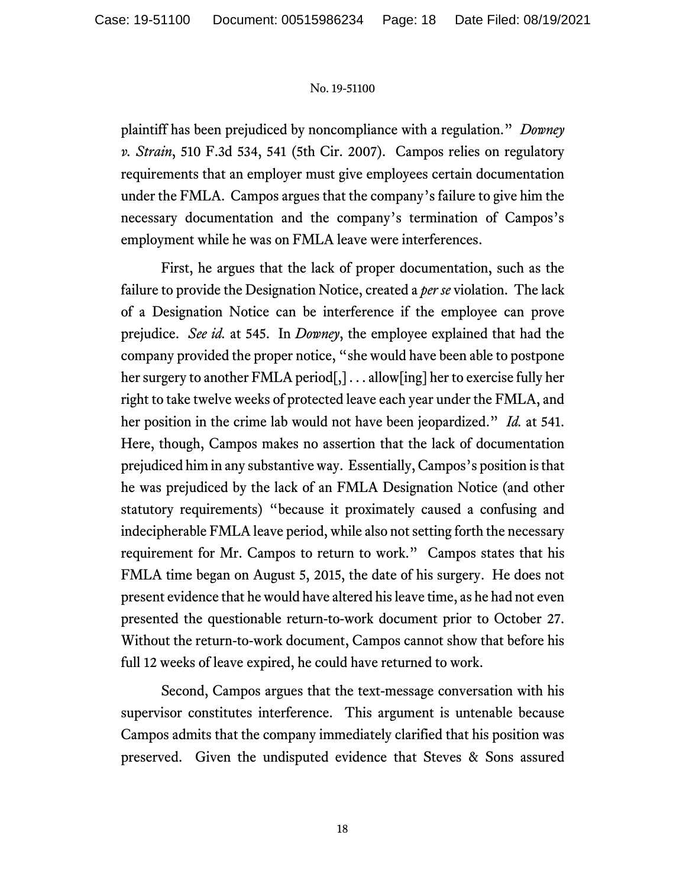plaintiff has been prejudiced by noncompliance with a regulation." *Downey v. Strain*, 510 F.3d 534, 541 (5th Cir. 2007). Campos relies on regulatory requirements that an employer must give employees certain documentation under the FMLA. Campos argues that the company's failure to give him the necessary documentation and the company's termination of Campos's employment while he was on FMLA leave were interferences.

First, he argues that the lack of proper documentation, such as the failure to provide the Designation Notice, created a *per se* violation. The lack of a Designation Notice can be interference if the employee can prove prejudice. *See id.* at 545. In *Downey*, the employee explained that had the company provided the proper notice, "she would have been able to postpone her surgery to another FMLA period[,] . . . allow[ing] her to exercise fully her right to take twelve weeks of protected leave each year under the FMLA, and her position in the crime lab would not have been jeopardized." *Id.* at 541. Here, though, Campos makes no assertion that the lack of documentation prejudiced him in any substantive way. Essentially, Campos's position is that he was prejudiced by the lack of an FMLA Designation Notice (and other statutory requirements) "because it proximately caused a confusing and indecipherable FMLA leave period, while also not setting forth the necessary requirement for Mr. Campos to return to work." Campos states that his FMLA time began on August 5, 2015, the date of his surgery. He does not present evidence that he would have altered his leave time, as he had not even presented the questionable return-to-work document prior to October 27. Without the return-to-work document, Campos cannot show that before his full 12 weeks of leave expired, he could have returned to work.

Second, Campos argues that the text-message conversation with his supervisor constitutes interference. This argument is untenable because Campos admits that the company immediately clarified that his position was preserved. Given the undisputed evidence that Steves & Sons assured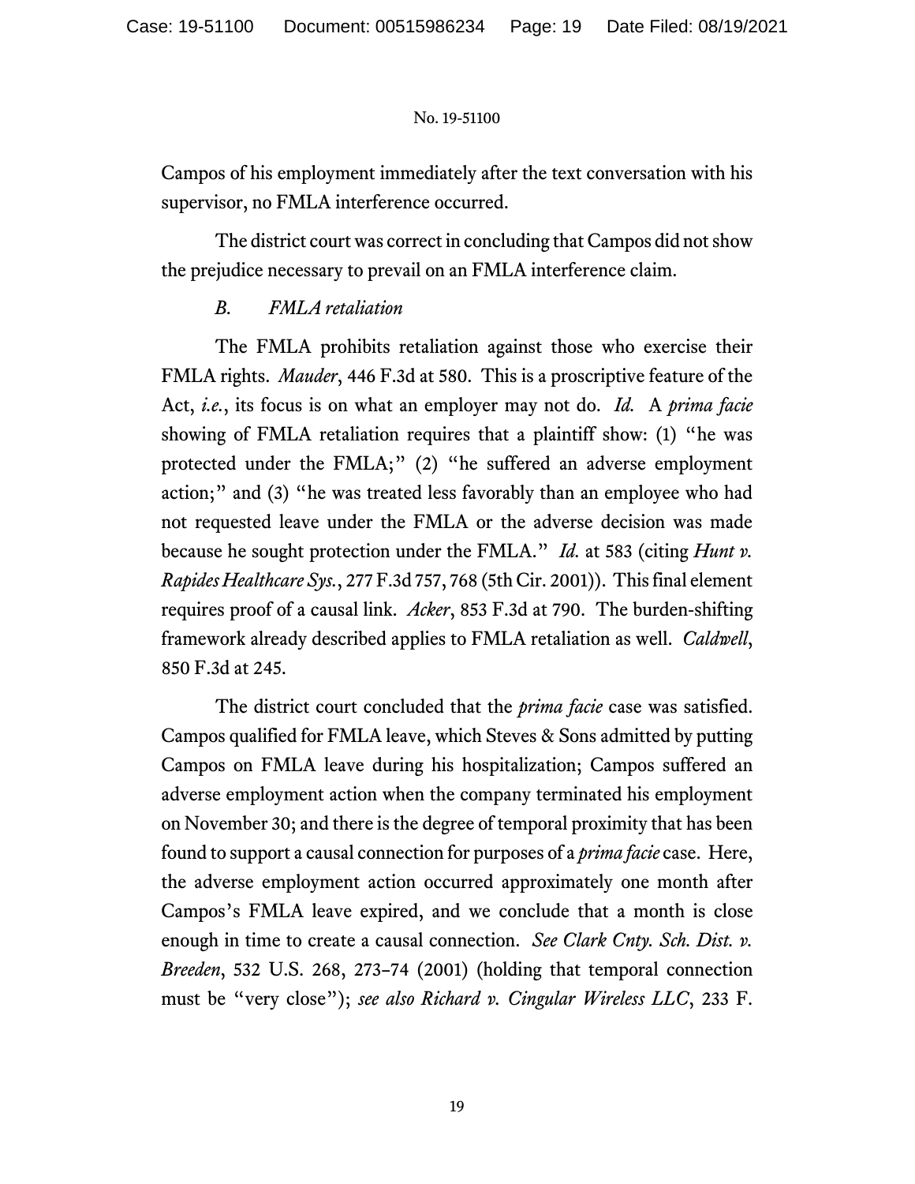Campos of his employment immediately after the text conversation with his supervisor, no FMLA interference occurred.

The district court was correct in concluding that Campos did not show the prejudice necessary to prevail on an FMLA interference claim.

### *B. FMLA retaliation*

The FMLA prohibits retaliation against those who exercise their FMLA rights. *Mauder*, 446 F.3d at 580. This is a proscriptive feature of the Act, *i.e.*, its focus is on what an employer may not do. *Id.* A *prima facie* showing of FMLA retaliation requires that a plaintiff show: (1) "he was protected under the FMLA;" (2) "he suffered an adverse employment action;" and (3) "he was treated less favorably than an employee who had not requested leave under the FMLA or the adverse decision was made because he sought protection under the FMLA." *Id.* at 583 (citing *Hunt v. Rapides Healthcare Sys.*, 277 F.3d 757, 768 (5th Cir. 2001)). This final element requires proof of a causal link. *Acker*, 853 F.3d at 790. The burden-shifting framework already described applies to FMLA retaliation as well. *Caldwell*, 850 F.3d at 245.

The district court concluded that the *prima facie* case was satisfied. Campos qualified for FMLA leave, which Steves & Sons admitted by putting Campos on FMLA leave during his hospitalization; Campos suffered an adverse employment action when the company terminated his employment on November 30; and there is the degree of temporal proximity that has been found to support a causal connection for purposes of a *prima facie* case. Here, the adverse employment action occurred approximately one month after Campos's FMLA leave expired, and we conclude that a month is close enough in time to create a causal connection. *See Clark Cnty. Sch. Dist. v. Breeden*, 532 U.S. 268, 273–74 (2001) (holding that temporal connection must be "very close"); *see also Richard v. Cingular Wireless LLC*, 233 F.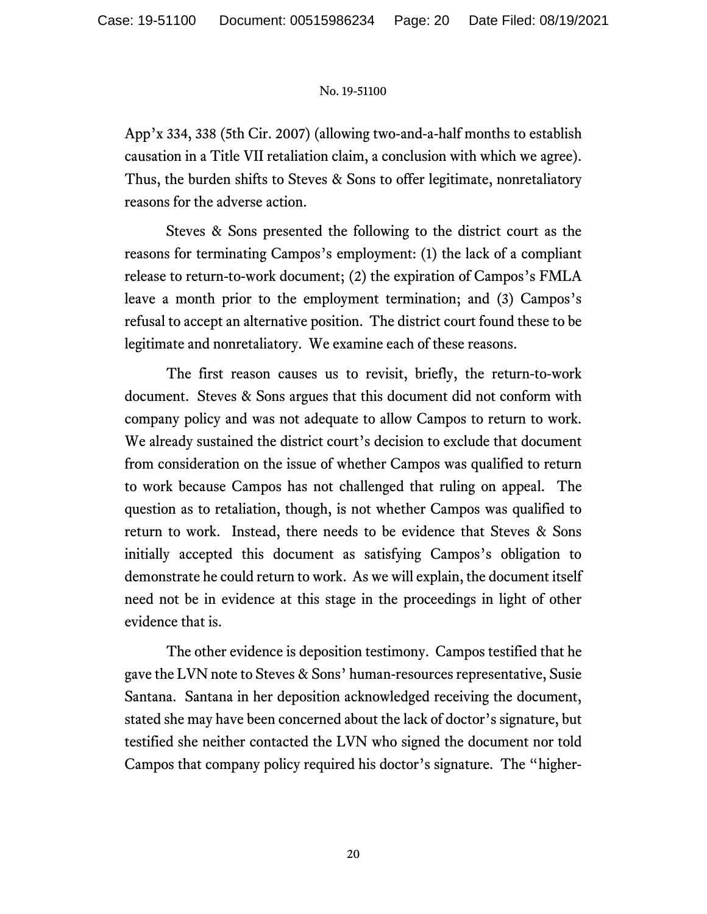App'x 334, 338 (5th Cir. 2007) (allowing two-and-a-half months to establish causation in a Title VII retaliation claim, a conclusion with which we agree). Thus, the burden shifts to Steves & Sons to offer legitimate, nonretaliatory reasons for the adverse action.

Steves & Sons presented the following to the district court as the reasons for terminating Campos's employment: (1) the lack of a compliant release to return-to-work document; (2) the expiration of Campos's FMLA leave a month prior to the employment termination; and (3) Campos's refusal to accept an alternative position. The district court found these to be legitimate and nonretaliatory. We examine each of these reasons.

The first reason causes us to revisit, briefly, the return-to-work document. Steves & Sons argues that this document did not conform with company policy and was not adequate to allow Campos to return to work. We already sustained the district court's decision to exclude that document from consideration on the issue of whether Campos was qualified to return to work because Campos has not challenged that ruling on appeal. The question as to retaliation, though, is not whether Campos was qualified to return to work. Instead, there needs to be evidence that Steves & Sons initially accepted this document as satisfying Campos's obligation to demonstrate he could return to work. As we will explain, the document itself need not be in evidence at this stage in the proceedings in light of other evidence that is.

The other evidence is deposition testimony. Campos testified that he gave the LVN note to Steves & Sons' human-resources representative, Susie Santana. Santana in her deposition acknowledged receiving the document, stated she may have been concerned about the lack of doctor's signature, but testified she neither contacted the LVN who signed the document nor told Campos that company policy required his doctor's signature. The "higher-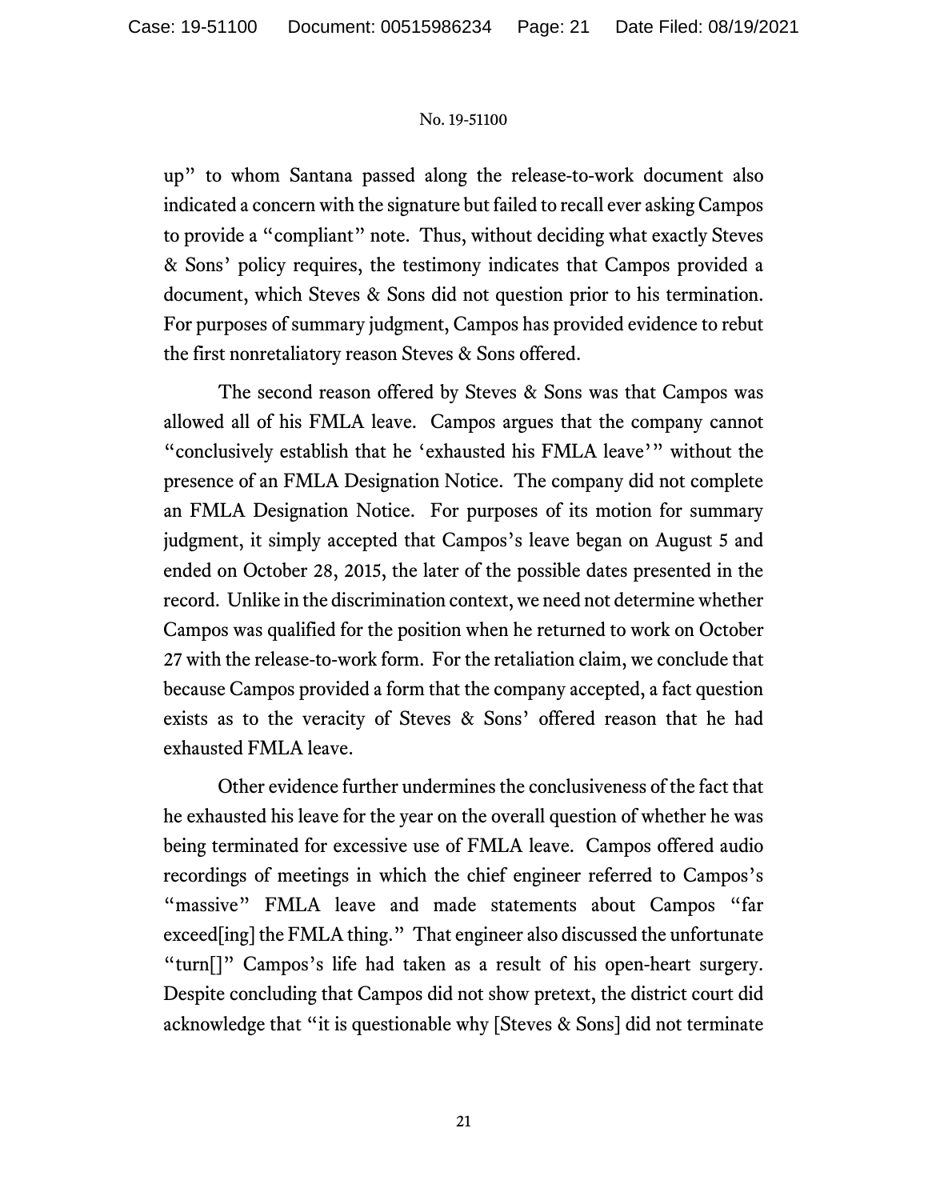up" to whom Santana passed along the release-to-work document also indicated a concern with the signature but failed to recall ever asking Campos to provide a "compliant" note. Thus, without deciding what exactly Steves & Sons' policy requires, the testimony indicates that Campos provided a document, which Steves & Sons did not question prior to his termination. For purposes of summary judgment, Campos has provided evidence to rebut the first nonretaliatory reason Steves & Sons offered.

The second reason offered by Steves & Sons was that Campos was allowed all of his FMLA leave. Campos argues that the company cannot "conclusively establish that he 'exhausted his FMLA leave'" without the presence of an FMLA Designation Notice. The company did not complete an FMLA Designation Notice. For purposes of its motion for summary judgment, it simply accepted that Campos's leave began on August 5 and ended on October 28, 2015, the later of the possible dates presented in the record. Unlike in the discrimination context, we need not determine whether Campos was qualified for the position when he returned to work on October 27 with the release-to-work form. For the retaliation claim, we conclude that because Campos provided a form that the company accepted, a fact question exists as to the veracity of Steves & Sons' offered reason that he had exhausted FMLA leave.

Other evidence further undermines the conclusiveness of the fact that he exhausted his leave for the year on the overall question of whether he was being terminated for excessive use of FMLA leave. Campos offered audio recordings of meetings in which the chief engineer referred to Campos's "massive" FMLA leave and made statements about Campos "far exceed[ing] the FMLA thing." That engineer also discussed the unfortunate "turn[]" Campos's life had taken as a result of his open-heart surgery. Despite concluding that Campos did not show pretext, the district court did acknowledge that "it is questionable why [Steves & Sons] did not terminate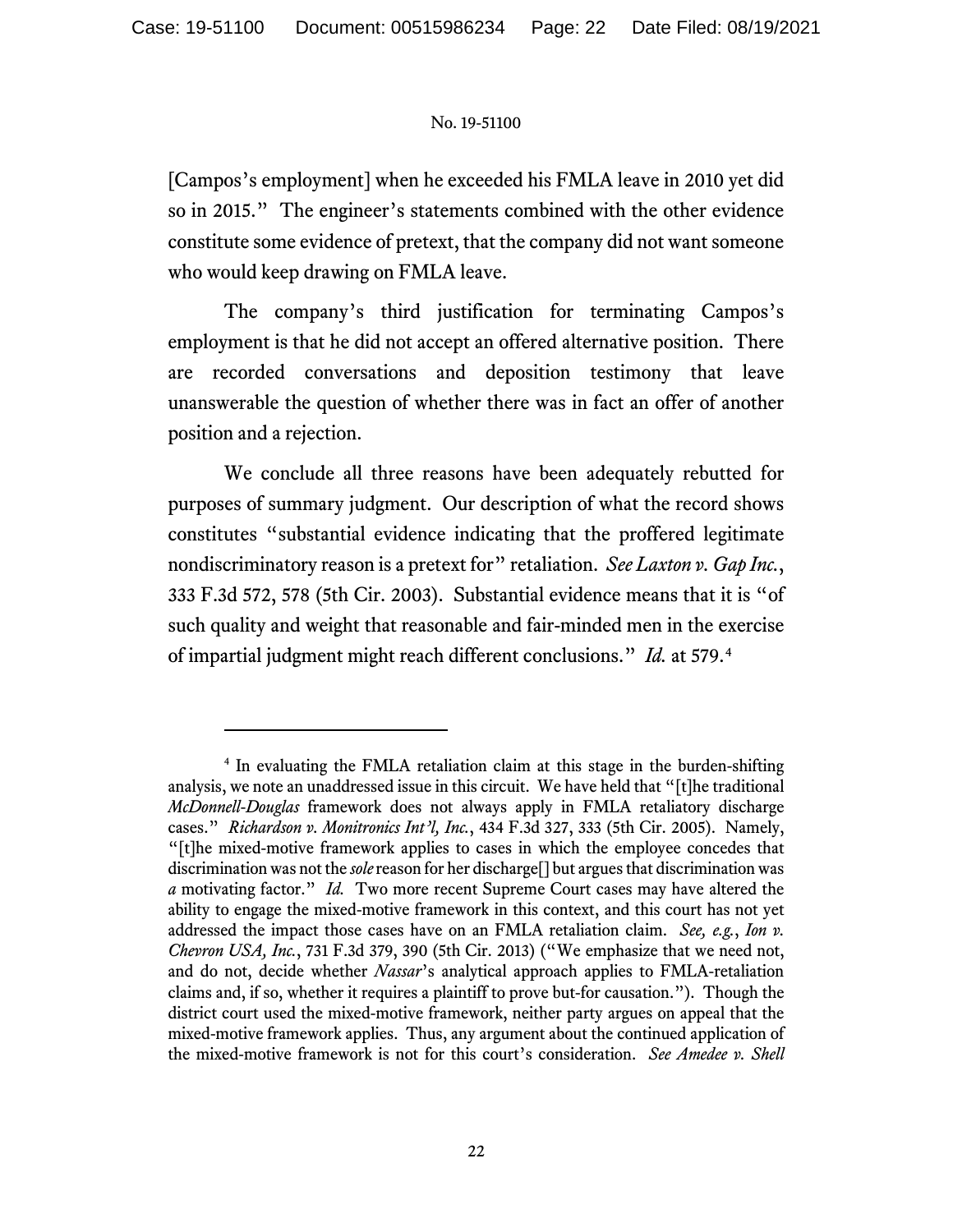[Campos's employment] when he exceeded his FMLA leave in 2010 yet did so in 2015." The engineer's statements combined with the other evidence constitute some evidence of pretext, that the company did not want someone who would keep drawing on FMLA leave.

The company's third justification for terminating Campos's employment is that he did not accept an offered alternative position. There are recorded conversations and deposition testimony that leave unanswerable the question of whether there was in fact an offer of another position and a rejection.

We conclude all three reasons have been adequately rebutted for purposes of summary judgment. Our description of what the record shows constitutes "substantial evidence indicating that the proffered legitimate nondiscriminatory reason is a pretext for" retaliation. *See Laxton v. Gap Inc.*, 333 F.3d 572, 578 (5th Cir. 2003). Substantial evidence means that it is "of such quality and weight that reasonable and fair-minded men in the exercise of impartial judgment might reach different conclusions." *Id.* at 579.[4]

---

[4] In evaluating the FMLA retaliation claim at this stage in the burden-shifting analysis, we note an unaddressed issue in this circuit. We have held that "[t]he traditional *McDonnell-Douglas* framework does not always apply in FMLA retaliatory discharge cases." *Richardson v. Monitronics Int'l, Inc.*, 434 F.3d 327, 333 (5th Cir. 2005). Namely, "[t]he mixed-motive framework applies to cases in which the employee concedes that discrimination was not the *sole* reason for her discharge[] but argues that discrimination was *a* motivating factor." *Id.* Two more recent Supreme Court cases may have altered the ability to engage the mixed-motive framework in this context, and this court has not yet addressed the impact those cases have on an FMLA retaliation claim. *See, e.g.*, *Ion v. Chevron USA, Inc.*, 731 F.3d 379, 390 (5th Cir. 2013) ("We emphasize that we need not, and do not, decide whether *Nassar*'s analytical approach applies to FMLA-retaliation claims and, if so, whether it requires a plaintiff to prove but-for causation."). Though the district court used the mixed-motive framework, neither party argues on appeal that the mixed-motive framework applies. Thus, any argument about the continued application of the mixed-motive framework is not for this court's consideration. *See Amedee v. Shell*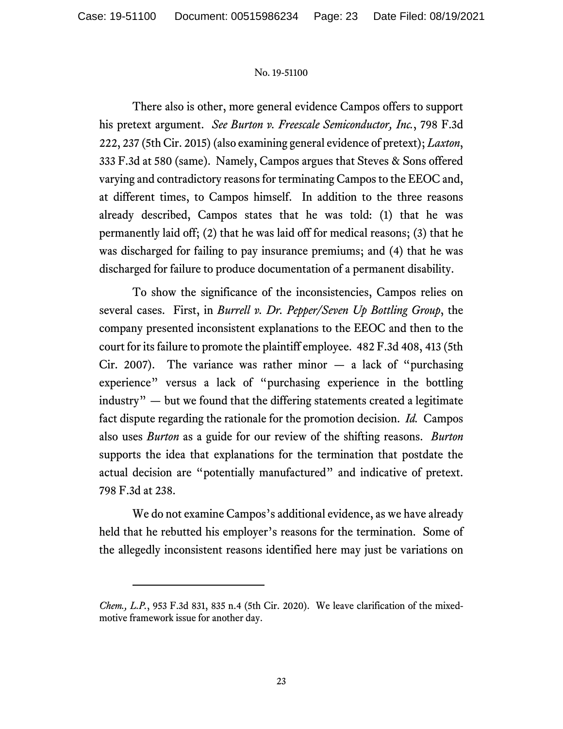There also is other, more general evidence Campos offers to support his pretext argument. *See Burton v. Freescale Semiconductor, Inc.*, 798 F.3d 222, 237 (5th Cir. 2015) (also examining general evidence of pretext); *Laxton*, 333 F.3d at 580 (same). Namely, Campos argues that Steves & Sons offered varying and contradictory reasons for terminating Campos to the EEOC and, at different times, to Campos himself. In addition to the three reasons already described, Campos states that he was told: (1) that he was permanently laid off; (2) that he was laid off for medical reasons; (3) that he was discharged for failing to pay insurance premiums; and (4) that he was discharged for failure to produce documentation of a permanent disability.

To show the significance of the inconsistencies, Campos relies on several cases. First, in *Burrell v. Dr. Pepper/Seven Up Bottling Group*, the company presented inconsistent explanations to the EEOC and then to the court for its failure to promote the plaintiff employee. 482 F.3d 408, 413 (5th Cir. 2007). The variance was rather minor — a lack of "purchasing experience" versus a lack of "purchasing experience in the bottling industry" — but we found that the differing statements created a legitimate fact dispute regarding the rationale for the promotion decision. *Id.* Campos also uses *Burton* as a guide for our review of the shifting reasons. *Burton* supports the idea that explanations for the termination that postdate the actual decision are "potentially manufactured" and indicative of pretext. 798 F.3d at 238.

We do not examine Campos's additional evidence, as we have already held that he rebutted his employer's reasons for the termination. Some of the allegedly inconsistent reasons identified here may just be variations on

---

*Chem., L.P.*, 953 F.3d 831, 835 n.4 (5th Cir. 2020). We leave clarification of the mixed-motive framework issue for another day.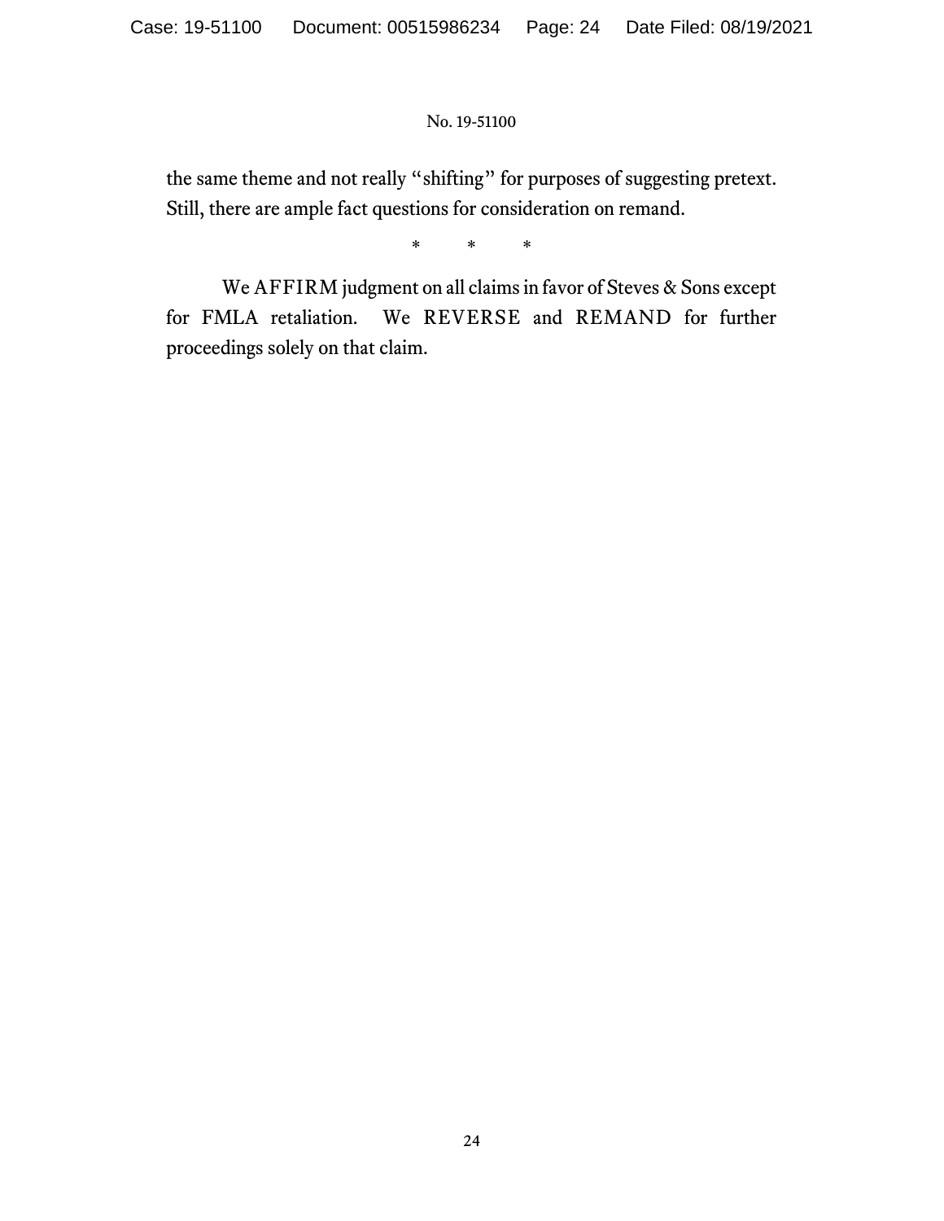the same theme and not really "shifting" for purposes of suggesting pretext. Still, there are ample fact questions for consideration on remand.

\*    \*    \*

We AFFIRM judgment on all claims in favor of Steves & Sons except for FMLA retaliation. We REVERSE and REMAND for further proceedings solely on that claim.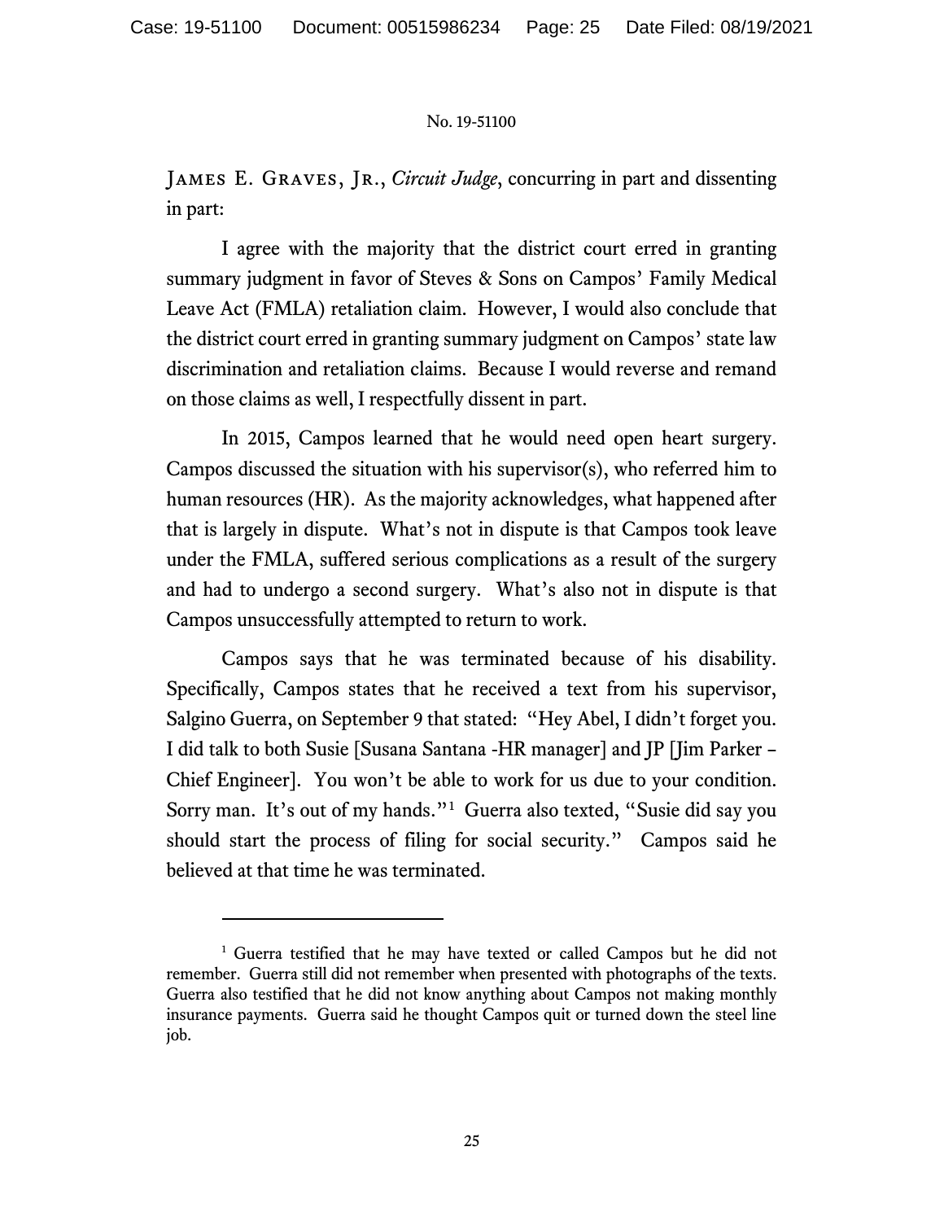James E. Graves, Jr., *Circuit Judge*, concurring in part and dissenting in part:

I agree with the majority that the district court erred in granting summary judgment in favor of Steves & Sons on Campos' Family Medical Leave Act (FMLA) retaliation claim. However, I would also conclude that the district court erred in granting summary judgment on Campos' state law discrimination and retaliation claims. Because I would reverse and remand on those claims as well, I respectfully dissent in part.

In 2015, Campos learned that he would need open heart surgery. Campos discussed the situation with his supervisor(s), who referred him to human resources (HR). As the majority acknowledges, what happened after that is largely in dispute. What's not in dispute is that Campos took leave under the FMLA, suffered serious complications as a result of the surgery and had to undergo a second surgery. What's also not in dispute is that Campos unsuccessfully attempted to return to work.

Campos says that he was terminated because of his disability. Specifically, Campos states that he received a text from his supervisor, Salgino Guerra, on September 9 that stated: "Hey Abel, I didn't forget you. I did talk to both Susie [Susana Santana -HR manager] and JP [Jim Parker – Chief Engineer]. You won't be able to work for us due to your condition. Sorry man. It's out of my hands."[1] Guerra also texted, "Susie did say you should start the process of filing for social security." Campos said he believed at that time he was terminated.

[1] Guerra testified that he may have texted or called Campos but he did not remember. Guerra still did not remember when presented with photographs of the texts. Guerra also testified that he did not know anything about Campos not making monthly insurance payments. Guerra said he thought Campos quit or turned down the steel line job.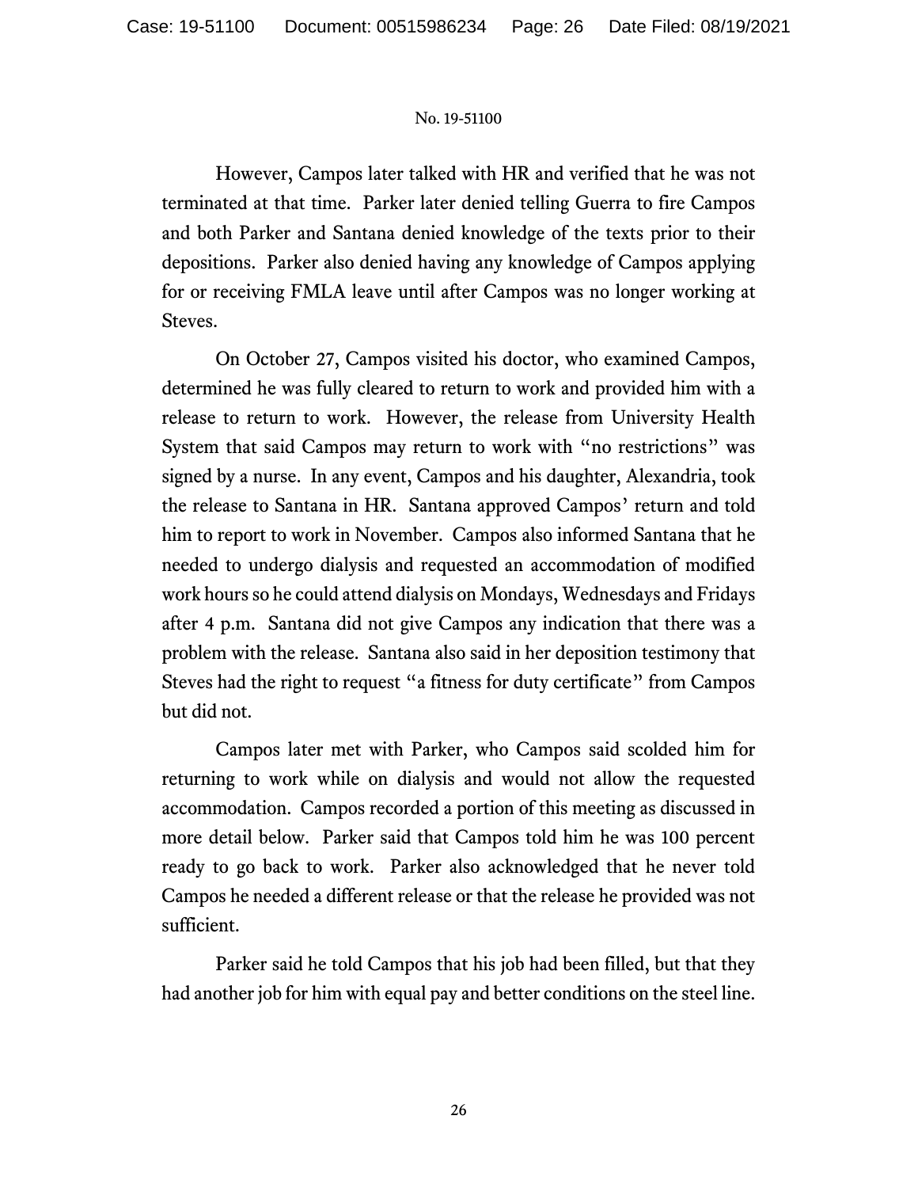However, Campos later talked with HR and verified that he was not terminated at that time. Parker later denied telling Guerra to fire Campos and both Parker and Santana denied knowledge of the texts prior to their depositions. Parker also denied having any knowledge of Campos applying for or receiving FMLA leave until after Campos was no longer working at Steves.

On October 27, Campos visited his doctor, who examined Campos, determined he was fully cleared to return to work and provided him with a release to return to work. However, the release from University Health System that said Campos may return to work with "no restrictions" was signed by a nurse. In any event, Campos and his daughter, Alexandria, took the release to Santana in HR. Santana approved Campos' return and told him to report to work in November. Campos also informed Santana that he needed to undergo dialysis and requested an accommodation of modified work hours so he could attend dialysis on Mondays, Wednesdays and Fridays after 4 p.m. Santana did not give Campos any indication that there was a problem with the release. Santana also said in her deposition testimony that Steves had the right to request "a fitness for duty certificate" from Campos but did not.

Campos later met with Parker, who Campos said scolded him for returning to work while on dialysis and would not allow the requested accommodation. Campos recorded a portion of this meeting as discussed in more detail below. Parker said that Campos told him he was 100 percent ready to go back to work. Parker also acknowledged that he never told Campos he needed a different release or that the release he provided was not sufficient.

Parker said he told Campos that his job had been filled, but that they had another job for him with equal pay and better conditions on the steel line.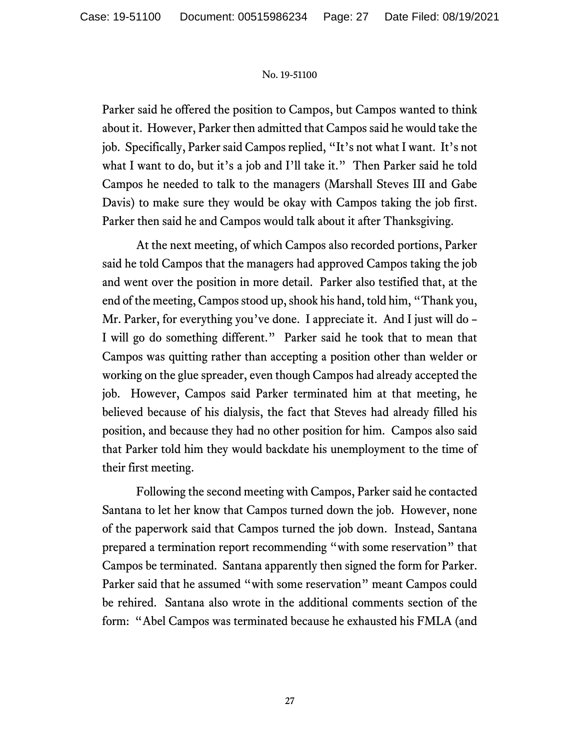Parker said he offered the position to Campos, but Campos wanted to think about it. However, Parker then admitted that Campos said he would take the job. Specifically, Parker said Campos replied, "It's not what I want. It's not what I want to do, but it's a job and I'll take it." Then Parker said he told Campos he needed to talk to the managers (Marshall Steves III and Gabe Davis) to make sure they would be okay with Campos taking the job first. Parker then said he and Campos would talk about it after Thanksgiving.

At the next meeting, of which Campos also recorded portions, Parker said he told Campos that the managers had approved Campos taking the job and went over the position in more detail. Parker also testified that, at the end of the meeting, Campos stood up, shook his hand, told him, "Thank you, Mr. Parker, for everything you've done. I appreciate it. And I just will do – I will go do something different." Parker said he took that to mean that Campos was quitting rather than accepting a position other than welder or working on the glue spreader, even though Campos had already accepted the job. However, Campos said Parker terminated him at that meeting, he believed because of his dialysis, the fact that Steves had already filled his position, and because they had no other position for him. Campos also said that Parker told him they would backdate his unemployment to the time of their first meeting.

Following the second meeting with Campos, Parker said he contacted Santana to let her know that Campos turned down the job. However, none of the paperwork said that Campos turned the job down. Instead, Santana prepared a termination report recommending "with some reservation" that Campos be terminated. Santana apparently then signed the form for Parker. Parker said that he assumed "with some reservation" meant Campos could be rehired. Santana also wrote in the additional comments section of the form: "Abel Campos was terminated because he exhausted his FMLA (and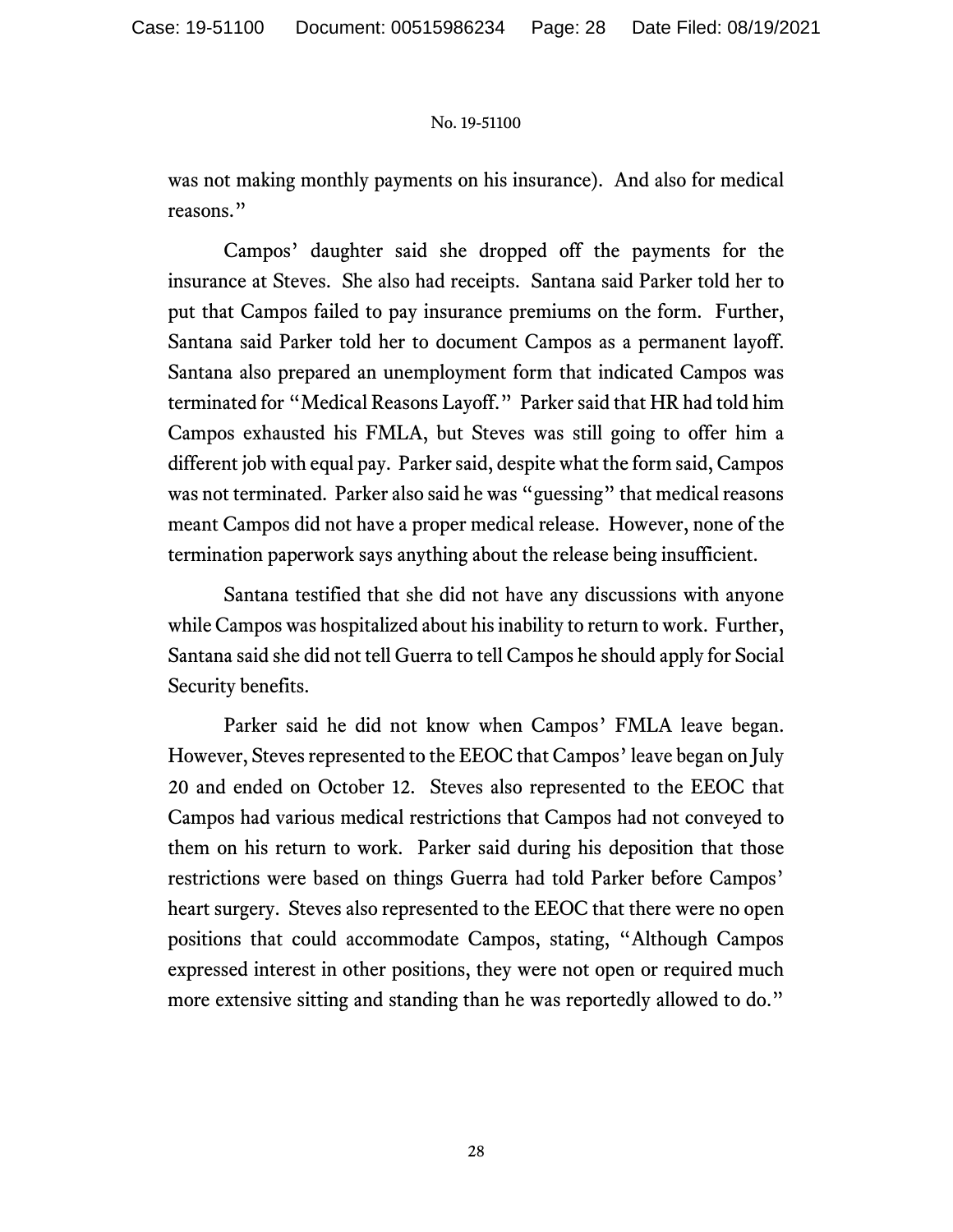was not making monthly payments on his insurance). And also for medical reasons."

Campos' daughter said she dropped off the payments for the insurance at Steves. She also had receipts. Santana said Parker told her to put that Campos failed to pay insurance premiums on the form. Further, Santana said Parker told her to document Campos as a permanent layoff. Santana also prepared an unemployment form that indicated Campos was terminated for "Medical Reasons Layoff." Parker said that HR had told him Campos exhausted his FMLA, but Steves was still going to offer him a different job with equal pay. Parker said, despite what the form said, Campos was not terminated. Parker also said he was "guessing" that medical reasons meant Campos did not have a proper medical release. However, none of the termination paperwork says anything about the release being insufficient.

Santana testified that she did not have any discussions with anyone while Campos was hospitalized about his inability to return to work. Further, Santana said she did not tell Guerra to tell Campos he should apply for Social Security benefits.

Parker said he did not know when Campos' FMLA leave began. However, Steves represented to the EEOC that Campos' leave began on July 20 and ended on October 12. Steves also represented to the EEOC that Campos had various medical restrictions that Campos had not conveyed to them on his return to work. Parker said during his deposition that those restrictions were based on things Guerra had told Parker before Campos' heart surgery. Steves also represented to the EEOC that there were no open positions that could accommodate Campos, stating, "Although Campos expressed interest in other positions, they were not open or required much more extensive sitting and standing than he was reportedly allowed to do."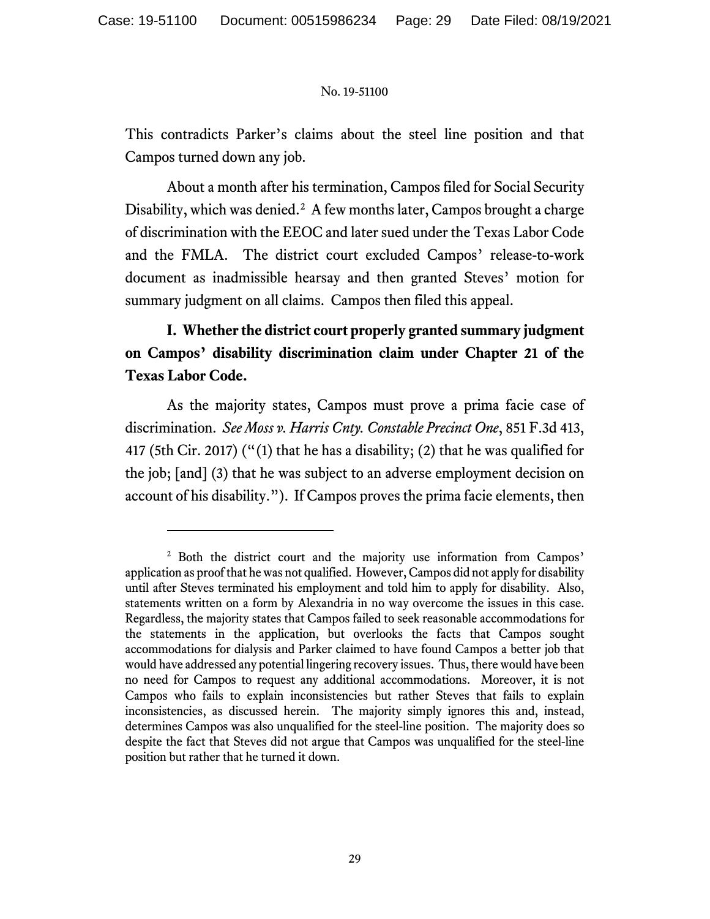This contradicts Parker's claims about the steel line position and that Campos turned down any job.

About a month after his termination, Campos filed for Social Security Disability, which was denied.[2] A few months later, Campos brought a charge of discrimination with the EEOC and later sued under the Texas Labor Code and the FMLA. The district court excluded Campos' release-to-work document as inadmissible hearsay and then granted Steves' motion for summary judgment on all claims. Campos then filed this appeal.

**I. Whether the district court properly granted summary judgment on Campos' disability discrimination claim under Chapter 21 of the Texas Labor Code.**

As the majority states, Campos must prove a prima facie case of discrimination. *See Moss v. Harris Cnty. Constable Precinct One*, 851 F.3d 413, 417 (5th Cir. 2017) ("(1) that he has a disability; (2) that he was qualified for the job; [and] (3) that he was subject to an adverse employment decision on account of his disability."). If Campos proves the prima facie elements, then

---

[2] Both the district court and the majority use information from Campos' application as proof that he was not qualified. However, Campos did not apply for disability until after Steves terminated his employment and told him to apply for disability. Also, statements written on a form by Alexandria in no way overcome the issues in this case. Regardless, the majority states that Campos failed to seek reasonable accommodations for the statements in the application, but overlooks the facts that Campos sought accommodations for dialysis and Parker claimed to have found Campos a better job that would have addressed any potential lingering recovery issues. Thus, there would have been no need for Campos to request any additional accommodations. Moreover, it is not Campos who fails to explain inconsistencies but rather Steves that fails to explain inconsistencies, as discussed herein. The majority simply ignores this and, instead, determines Campos was also unqualified for the steel-line position. The majority does so despite the fact that Steves did not argue that Campos was unqualified for the steel-line position but rather that he turned it down.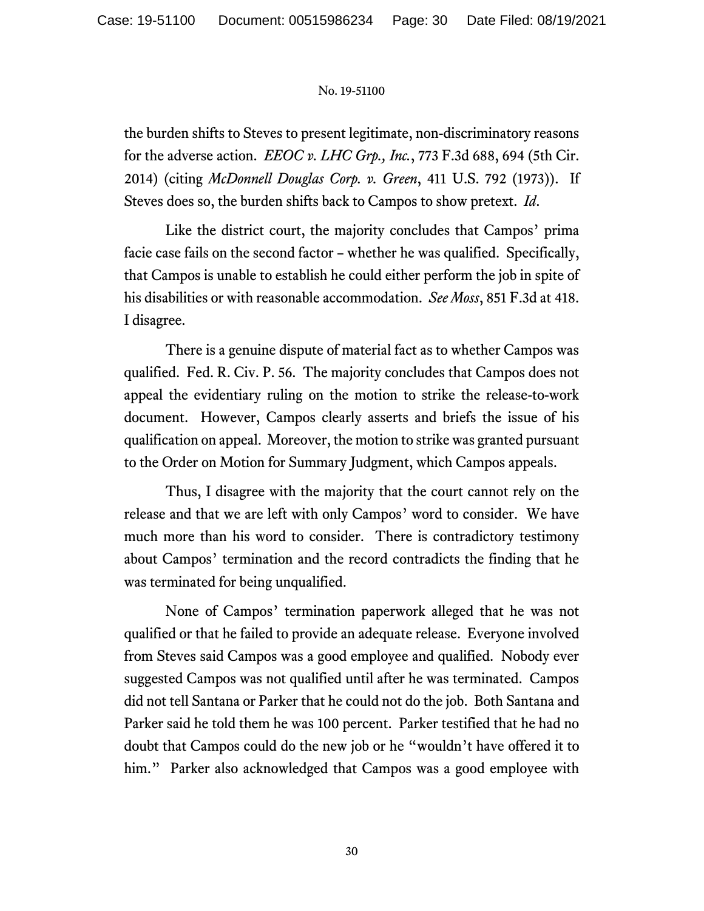the burden shifts to Steves to present legitimate, non-discriminatory reasons for the adverse action. *EEOC v. LHC Grp., Inc.*, 773 F.3d 688, 694 (5th Cir. 2014) (citing *McDonnell Douglas Corp. v. Green*, 411 U.S. 792 (1973)). If Steves does so, the burden shifts back to Campos to show pretext. *Id*.

Like the district court, the majority concludes that Campos' prima facie case fails on the second factor – whether he was qualified. Specifically, that Campos is unable to establish he could either perform the job in spite of his disabilities or with reasonable accommodation. *See Moss*, 851 F.3d at 418. I disagree.

There is a genuine dispute of material fact as to whether Campos was qualified. Fed. R. Civ. P. 56. The majority concludes that Campos does not appeal the evidentiary ruling on the motion to strike the release-to-work document. However, Campos clearly asserts and briefs the issue of his qualification on appeal. Moreover, the motion to strike was granted pursuant to the Order on Motion for Summary Judgment, which Campos appeals.

Thus, I disagree with the majority that the court cannot rely on the release and that we are left with only Campos' word to consider. We have much more than his word to consider. There is contradictory testimony about Campos' termination and the record contradicts the finding that he was terminated for being unqualified.

None of Campos' termination paperwork alleged that he was not qualified or that he failed to provide an adequate release. Everyone involved from Steves said Campos was a good employee and qualified. Nobody ever suggested Campos was not qualified until after he was terminated. Campos did not tell Santana or Parker that he could not do the job. Both Santana and Parker said he told them he was 100 percent. Parker testified that he had no doubt that Campos could do the new job or he "wouldn't have offered it to him." Parker also acknowledged that Campos was a good employee with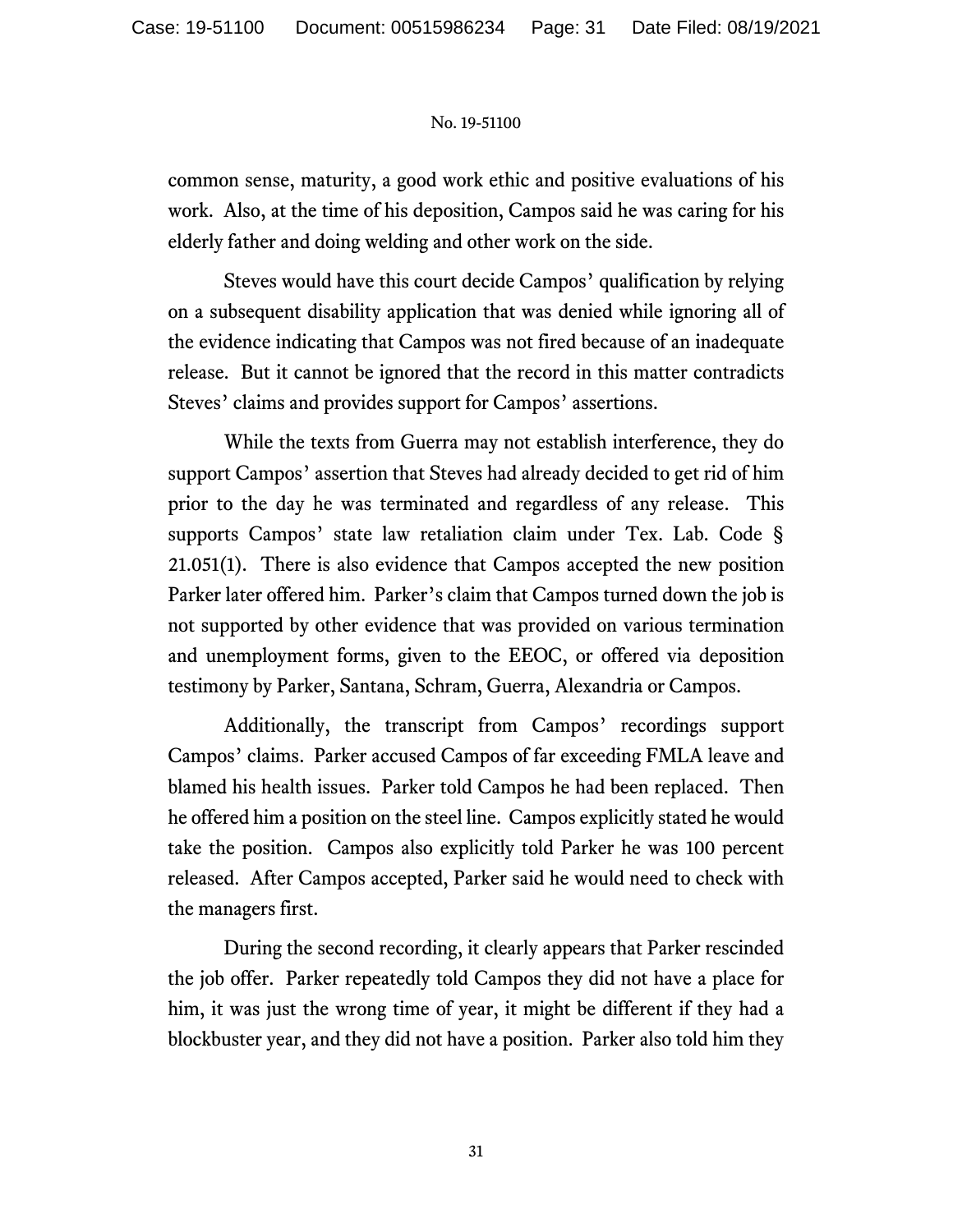common sense, maturity, a good work ethic and positive evaluations of his work. Also, at the time of his deposition, Campos said he was caring for his elderly father and doing welding and other work on the side.

Steves would have this court decide Campos' qualification by relying on a subsequent disability application that was denied while ignoring all of the evidence indicating that Campos was not fired because of an inadequate release. But it cannot be ignored that the record in this matter contradicts Steves' claims and provides support for Campos' assertions.

While the texts from Guerra may not establish interference, they do support Campos' assertion that Steves had already decided to get rid of him prior to the day he was terminated and regardless of any release. This supports Campos' state law retaliation claim under Tex. Lab. Code § 21.051(1). There is also evidence that Campos accepted the new position Parker later offered him. Parker's claim that Campos turned down the job is not supported by other evidence that was provided on various termination and unemployment forms, given to the EEOC, or offered via deposition testimony by Parker, Santana, Schram, Guerra, Alexandria or Campos.

Additionally, the transcript from Campos' recordings support Campos' claims. Parker accused Campos of far exceeding FMLA leave and blamed his health issues. Parker told Campos he had been replaced. Then he offered him a position on the steel line. Campos explicitly stated he would take the position. Campos also explicitly told Parker he was 100 percent released. After Campos accepted, Parker said he would need to check with the managers first.

During the second recording, it clearly appears that Parker rescinded the job offer. Parker repeatedly told Campos they did not have a place for him, it was just the wrong time of year, it might be different if they had a blockbuster year, and they did not have a position. Parker also told him they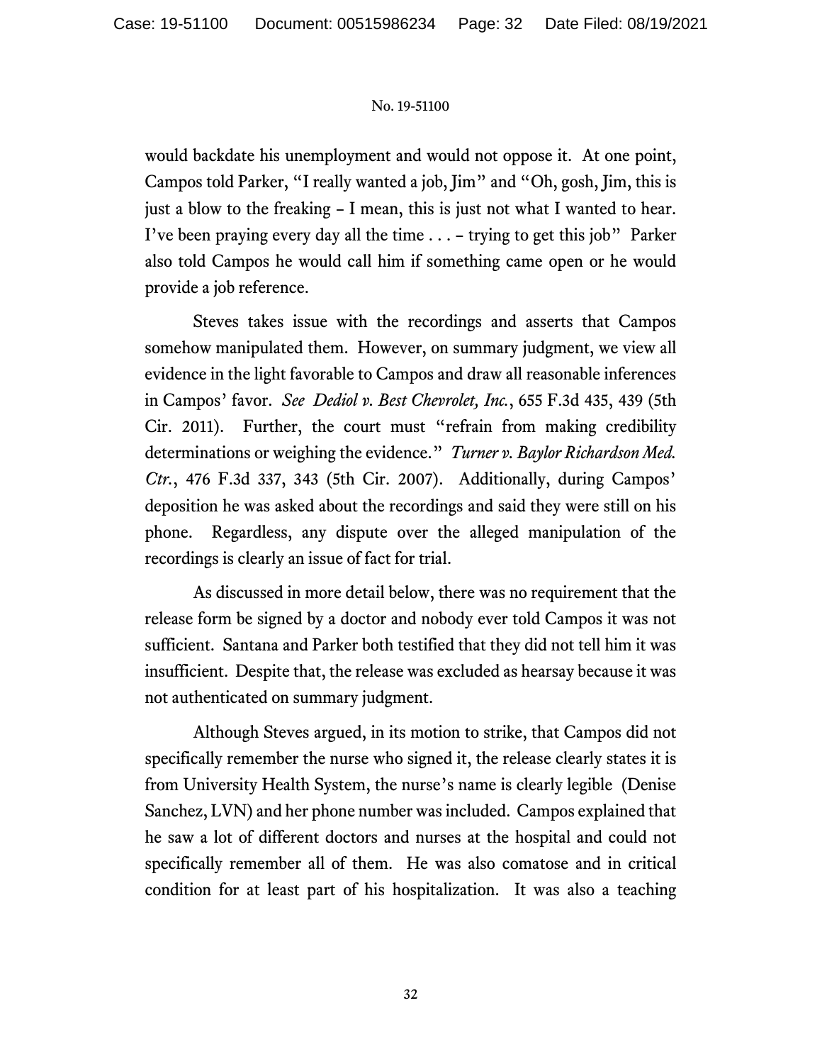would backdate his unemployment and would not oppose it. At one point, Campos told Parker, "I really wanted a job, Jim" and "Oh, gosh, Jim, this is just a blow to the freaking – I mean, this is just not what I wanted to hear. I've been praying every day all the time . . . – trying to get this job" Parker also told Campos he would call him if something came open or he would provide a job reference.

Steves takes issue with the recordings and asserts that Campos somehow manipulated them. However, on summary judgment, we view all evidence in the light favorable to Campos and draw all reasonable inferences in Campos' favor. *See Dediol v. Best Chevrolet, Inc.*, 655 F.3d 435, 439 (5th Cir. 2011). Further, the court must "refrain from making credibility determinations or weighing the evidence." *Turner v. Baylor Richardson Med. Ctr.*, 476 F.3d 337, 343 (5th Cir. 2007). Additionally, during Campos' deposition he was asked about the recordings and said they were still on his phone. Regardless, any dispute over the alleged manipulation of the recordings is clearly an issue of fact for trial.

As discussed in more detail below, there was no requirement that the release form be signed by a doctor and nobody ever told Campos it was not sufficient. Santana and Parker both testified that they did not tell him it was insufficient. Despite that, the release was excluded as hearsay because it was not authenticated on summary judgment.

Although Steves argued, in its motion to strike, that Campos did not specifically remember the nurse who signed it, the release clearly states it is from University Health System, the nurse's name is clearly legible (Denise Sanchez, LVN) and her phone number was included. Campos explained that he saw a lot of different doctors and nurses at the hospital and could not specifically remember all of them. He was also comatose and in critical condition for at least part of his hospitalization. It was also a teaching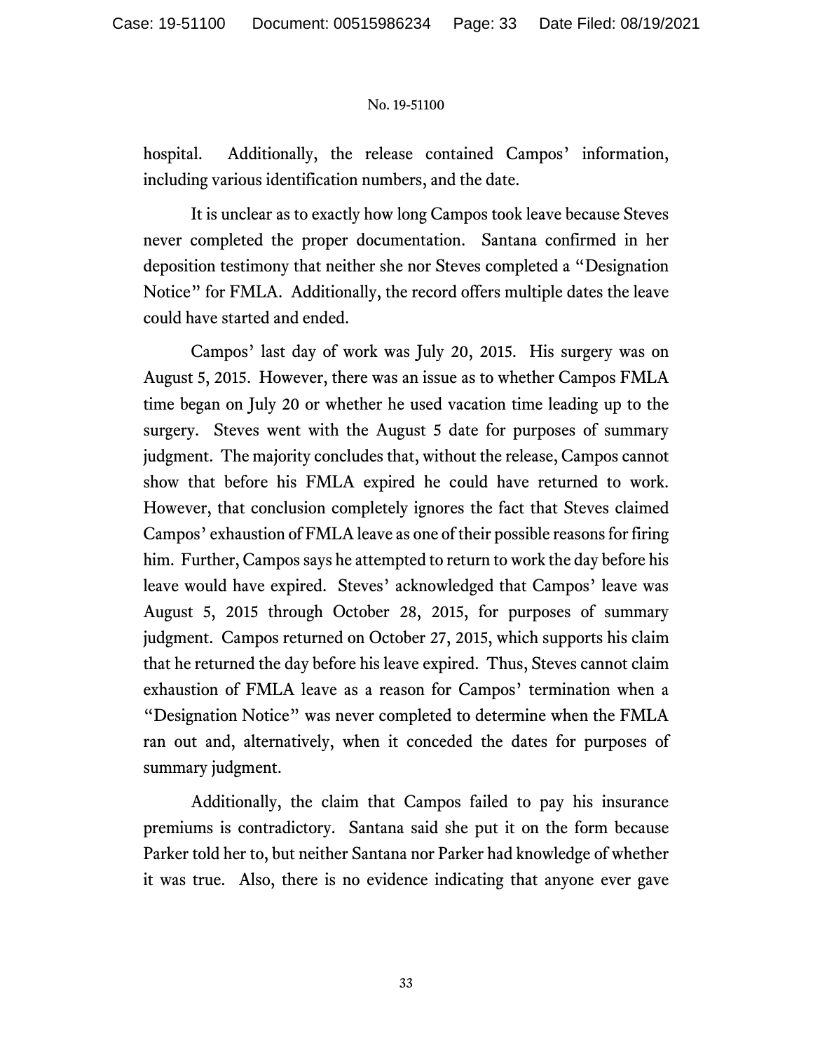hospital. Additionally, the release contained Campos' information, including various identification numbers, and the date.

It is unclear as to exactly how long Campos took leave because Steves never completed the proper documentation. Santana confirmed in her deposition testimony that neither she nor Steves completed a "Designation Notice" for FMLA. Additionally, the record offers multiple dates the leave could have started and ended.

Campos' last day of work was July 20, 2015. His surgery was on August 5, 2015. However, there was an issue as to whether Campos FMLA time began on July 20 or whether he used vacation time leading up to the surgery. Steves went with the August 5 date for purposes of summary judgment. The majority concludes that, without the release, Campos cannot show that before his FMLA expired he could have returned to work. However, that conclusion completely ignores the fact that Steves claimed Campos' exhaustion of FMLA leave as one of their possible reasons for firing him. Further, Campos says he attempted to return to work the day before his leave would have expired. Steves' acknowledged that Campos' leave was August 5, 2015 through October 28, 2015, for purposes of summary judgment. Campos returned on October 27, 2015, which supports his claim that he returned the day before his leave expired. Thus, Steves cannot claim exhaustion of FMLA leave as a reason for Campos' termination when a "Designation Notice" was never completed to determine when the FMLA ran out and, alternatively, when it conceded the dates for purposes of summary judgment.

Additionally, the claim that Campos failed to pay his insurance premiums is contradictory. Santana said she put it on the form because Parker told her to, but neither Santana nor Parker had knowledge of whether it was true. Also, there is no evidence indicating that anyone ever gave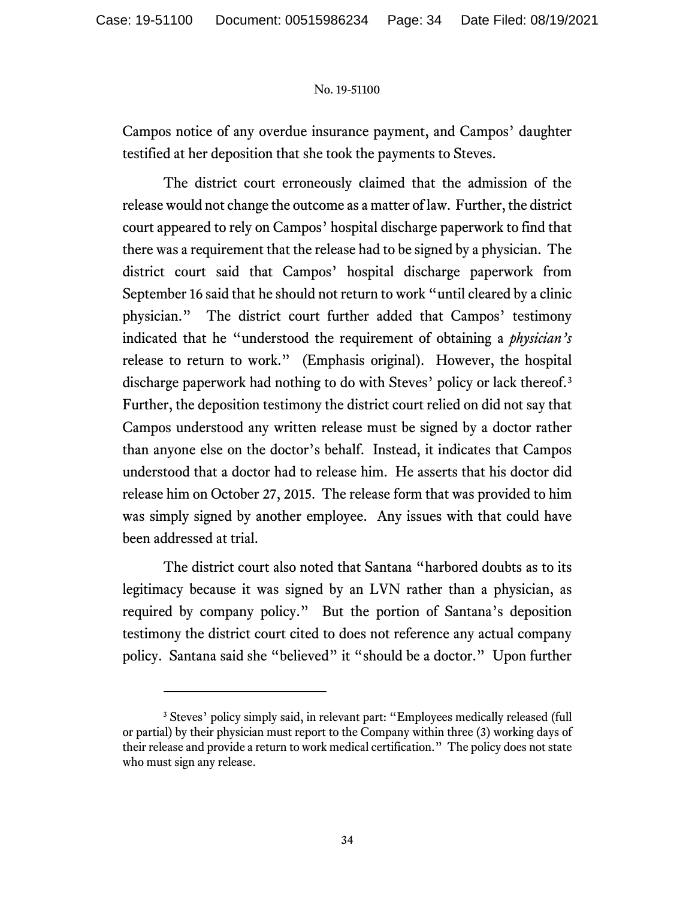Campos notice of any overdue insurance payment, and Campos' daughter testified at her deposition that she took the payments to Steves.

The district court erroneously claimed that the admission of the release would not change the outcome as a matter of law. Further, the district court appeared to rely on Campos' hospital discharge paperwork to find that there was a requirement that the release had to be signed by a physician. The district court said that Campos' hospital discharge paperwork from September 16 said that he should not return to work "until cleared by a clinic physician." The district court further added that Campos' testimony indicated that he "understood the requirement of obtaining a *physician's* release to return to work." (Emphasis original). However, the hospital discharge paperwork had nothing to do with Steves' policy or lack thereof.[3] Further, the deposition testimony the district court relied on did not say that Campos understood any written release must be signed by a doctor rather than anyone else on the doctor's behalf. Instead, it indicates that Campos understood that a doctor had to release him. He asserts that his doctor did release him on October 27, 2015. The release form that was provided to him was simply signed by another employee. Any issues with that could have been addressed at trial.

The district court also noted that Santana "harbored doubts as to its legitimacy because it was signed by an LVN rather than a physician, as required by company policy." But the portion of Santana's deposition testimony the district court cited to does not reference any actual company policy. Santana said she "believed" it "should be a doctor." Upon further

---

[3] Steves' policy simply said, in relevant part: "Employees medically released (full or partial) by their physician must report to the Company within three (3) working days of their release and provide a return to work medical certification." The policy does not state who must sign any release.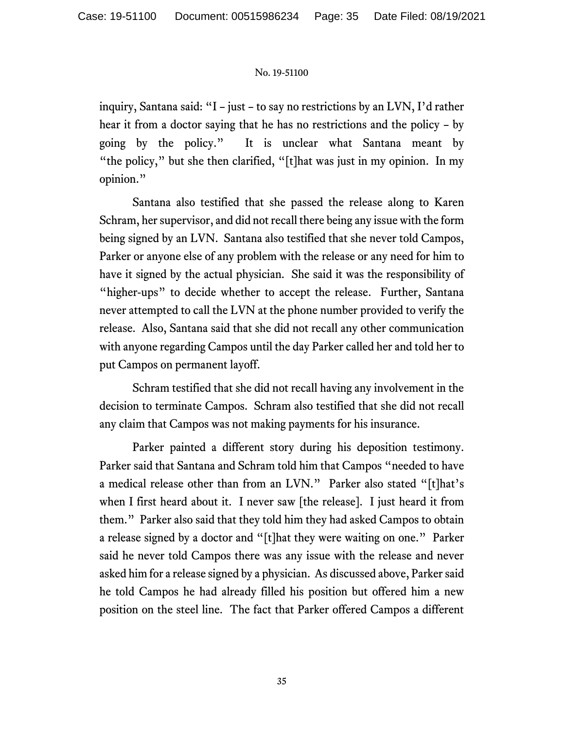inquiry, Santana said: "I – just – to say no restrictions by an LVN, I'd rather hear it from a doctor saying that he has no restrictions and the policy – by going by the policy." It is unclear what Santana meant by "the policy," but she then clarified, "[t]hat was just in my opinion. In my opinion."

Santana also testified that she passed the release along to Karen Schram, her supervisor, and did not recall there being any issue with the form being signed by an LVN. Santana also testified that she never told Campos, Parker or anyone else of any problem with the release or any need for him to have it signed by the actual physician. She said it was the responsibility of "higher-ups" to decide whether to accept the release. Further, Santana never attempted to call the LVN at the phone number provided to verify the release. Also, Santana said that she did not recall any other communication with anyone regarding Campos until the day Parker called her and told her to put Campos on permanent layoff.

Schram testified that she did not recall having any involvement in the decision to terminate Campos. Schram also testified that she did not recall any claim that Campos was not making payments for his insurance.

Parker painted a different story during his deposition testimony. Parker said that Santana and Schram told him that Campos "needed to have a medical release other than from an LVN." Parker also stated "[t]hat's when I first heard about it. I never saw [the release]. I just heard it from them." Parker also said that they told him they had asked Campos to obtain a release signed by a doctor and "[t]hat they were waiting on one." Parker said he never told Campos there was any issue with the release and never asked him for a release signed by a physician. As discussed above, Parker said he told Campos he had already filled his position but offered him a new position on the steel line. The fact that Parker offered Campos a different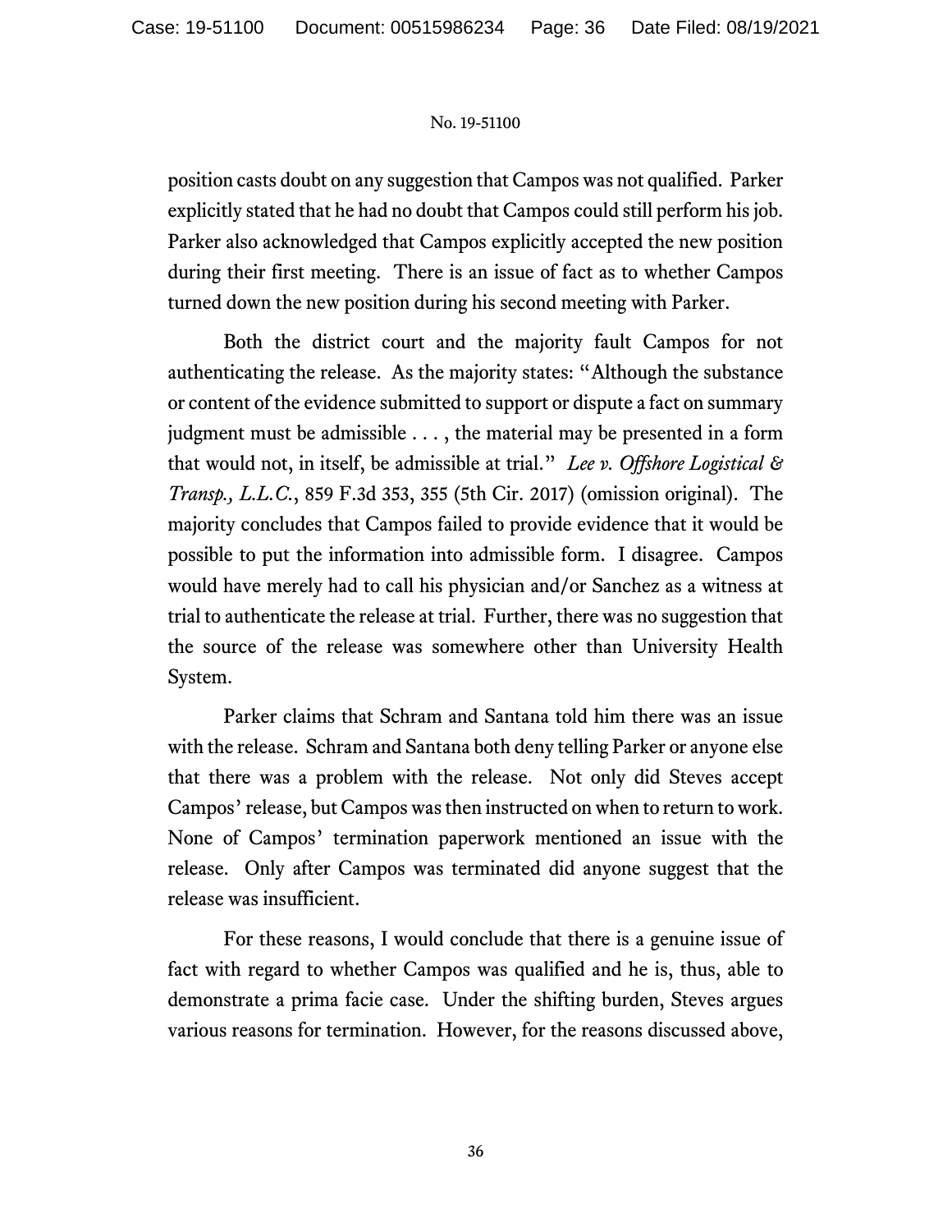position casts doubt on any suggestion that Campos was not qualified. Parker explicitly stated that he had no doubt that Campos could still perform his job. Parker also acknowledged that Campos explicitly accepted the new position during their first meeting. There is an issue of fact as to whether Campos turned down the new position during his second meeting with Parker.

Both the district court and the majority fault Campos for not authenticating the release. As the majority states: "Although the substance or content of the evidence submitted to support or dispute a fact on summary judgment must be admissible . . . , the material may be presented in a form that would not, in itself, be admissible at trial." *Lee v. Offshore Logistical & Transp., L.L.C.*, 859 F.3d 353, 355 (5th Cir. 2017) (omission original). The majority concludes that Campos failed to provide evidence that it would be possible to put the information into admissible form. I disagree. Campos would have merely had to call his physician and/or Sanchez as a witness at trial to authenticate the release at trial. Further, there was no suggestion that the source of the release was somewhere other than University Health System.

Parker claims that Schram and Santana told him there was an issue with the release. Schram and Santana both deny telling Parker or anyone else that there was a problem with the release. Not only did Steves accept Campos' release, but Campos was then instructed on when to return to work. None of Campos' termination paperwork mentioned an issue with the release. Only after Campos was terminated did anyone suggest that the release was insufficient.

For these reasons, I would conclude that there is a genuine issue of fact with regard to whether Campos was qualified and he is, thus, able to demonstrate a prima facie case. Under the shifting burden, Steves argues various reasons for termination. However, for the reasons discussed above,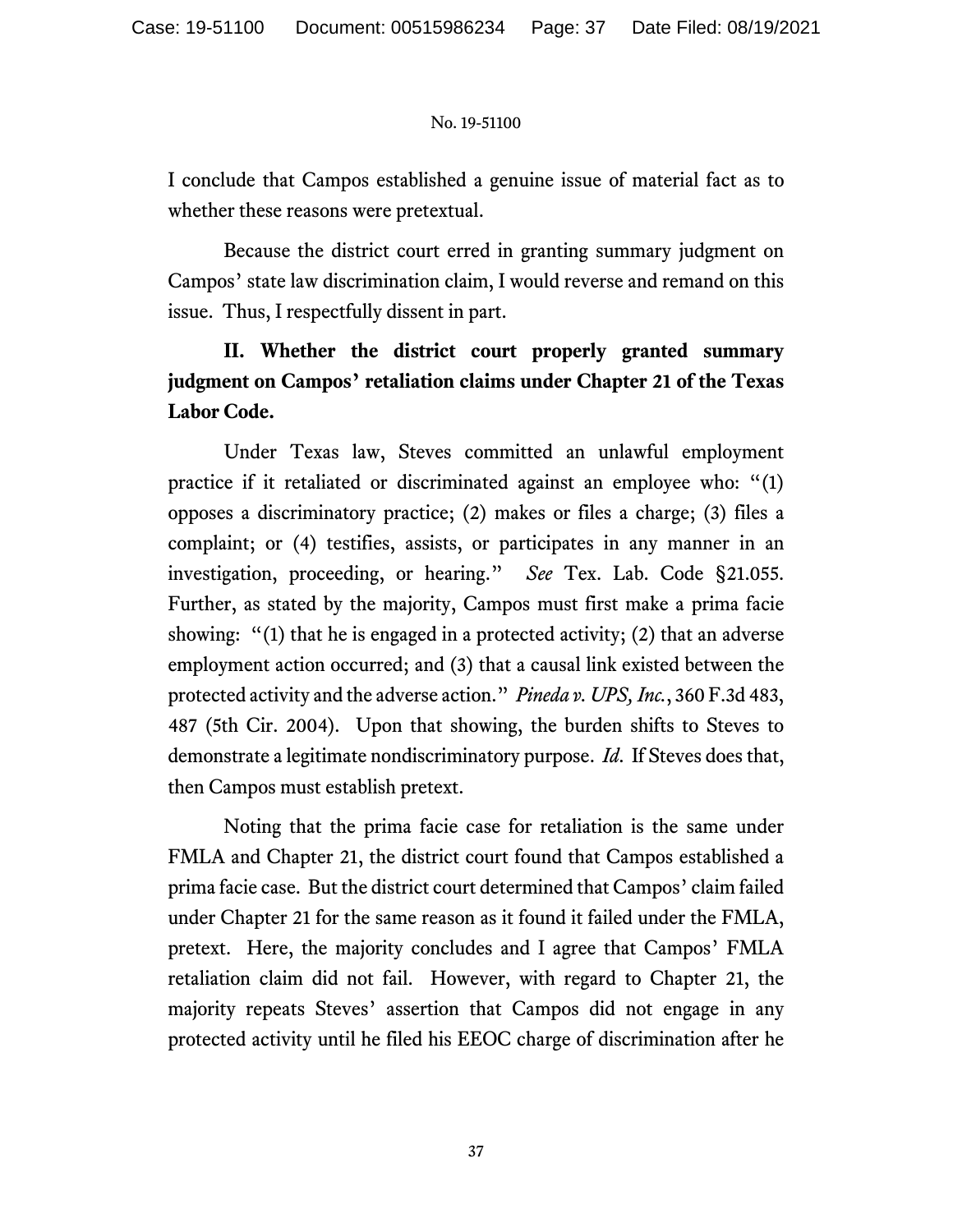I conclude that Campos established a genuine issue of material fact as to whether these reasons were pretextual.

Because the district court erred in granting summary judgment on Campos' state law discrimination claim, I would reverse and remand on this issue. Thus, I respectfully dissent in part.

**II. Whether the district court properly granted summary judgment on Campos' retaliation claims under Chapter 21 of the Texas Labor Code.**

Under Texas law, Steves committed an unlawful employment practice if it retaliated or discriminated against an employee who: "(1) opposes a discriminatory practice; (2) makes or files a charge; (3) files a complaint; or (4) testifies, assists, or participates in any manner in an investigation, proceeding, or hearing." *See* Tex. Lab. Code §21.055. Further, as stated by the majority, Campos must first make a prima facie showing: "(1) that he is engaged in a protected activity; (2) that an adverse employment action occurred; and (3) that a causal link existed between the protected activity and the adverse action." *Pineda v. UPS, Inc.*, 360 F.3d 483, 487 (5th Cir. 2004). Upon that showing, the burden shifts to Steves to demonstrate a legitimate nondiscriminatory purpose. *Id*. If Steves does that, then Campos must establish pretext.

Noting that the prima facie case for retaliation is the same under FMLA and Chapter 21, the district court found that Campos established a prima facie case. But the district court determined that Campos' claim failed under Chapter 21 for the same reason as it found it failed under the FMLA, pretext. Here, the majority concludes and I agree that Campos' FMLA retaliation claim did not fail. However, with regard to Chapter 21, the majority repeats Steves' assertion that Campos did not engage in any protected activity until he filed his EEOC charge of discrimination after he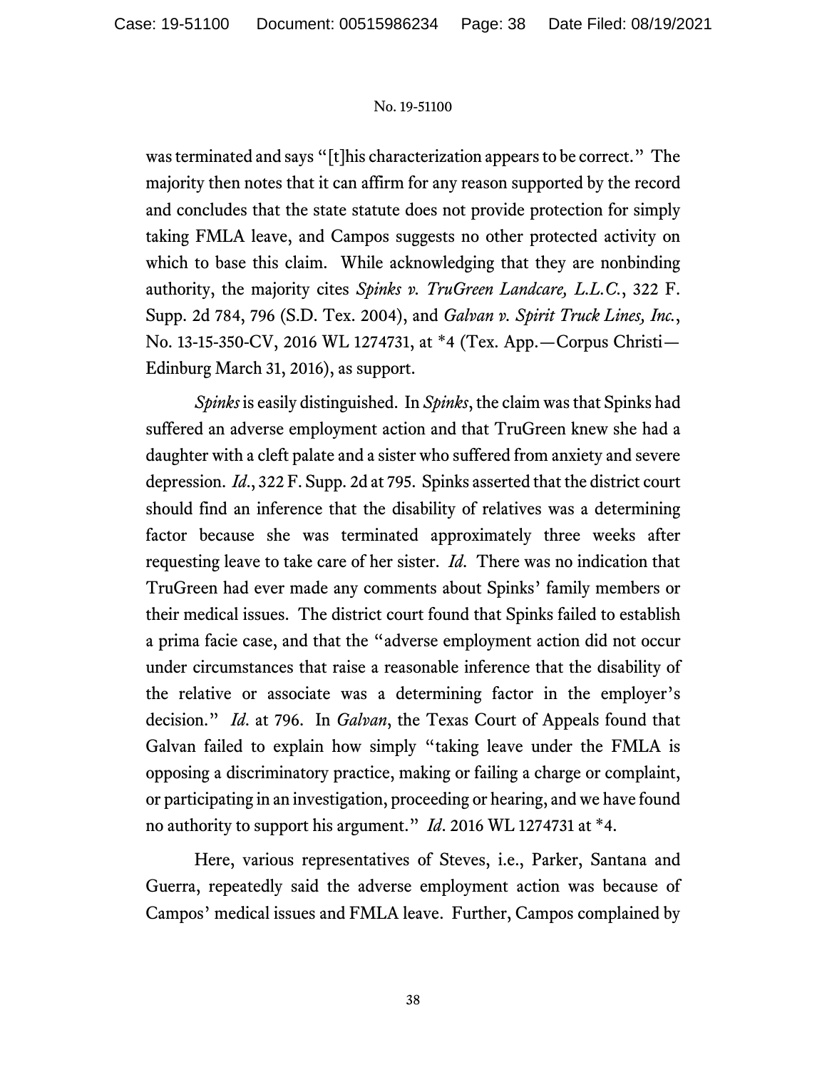was terminated and says "[t]his characterization appears to be correct." The majority then notes that it can affirm for any reason supported by the record and concludes that the state statute does not provide protection for simply taking FMLA leave, and Campos suggests no other protected activity on which to base this claim. While acknowledging that they are nonbinding authority, the majority cites *Spinks v. TruGreen Landcare, L.L.C.*, 322 F. Supp. 2d 784, 796 (S.D. Tex. 2004), and *Galvan v. Spirit Truck Lines, Inc.*, No. 13-15-350-CV, 2016 WL 1274731, at *4 (Tex. App.—Corpus Christi—Edinburg March 31, 2016), as support.

*Spinks* is easily distinguished. In *Spinks*, the claim was that Spinks had suffered an adverse employment action and that TruGreen knew she had a daughter with a cleft palate and a sister who suffered from anxiety and severe depression. *Id.*, 322 F. Supp. 2d at 795. Spinks asserted that the district court should find an inference that the disability of relatives was a determining factor because she was terminated approximately three weeks after requesting leave to take care of her sister. *Id.* There was no indication that TruGreen had ever made any comments about Spinks' family members or their medical issues. The district court found that Spinks failed to establish a prima facie case, and that the "adverse employment action did not occur under circumstances that raise a reasonable inference that the disability of the relative or associate was a determining factor in the employer's decision." *Id.* at 796. In *Galvan*, the Texas Court of Appeals found that Galvan failed to explain how simply "taking leave under the FMLA is opposing a discriminatory practice, making or failing a charge or complaint, or participating in an investigation, proceeding or hearing, and we have found no authority to support his argument." *Id*. 2016 WL 1274731 at *4.

Here, various representatives of Steves, i.e., Parker, Santana and Guerra, repeatedly said the adverse employment action was because of Campos' medical issues and FMLA leave. Further, Campos complained by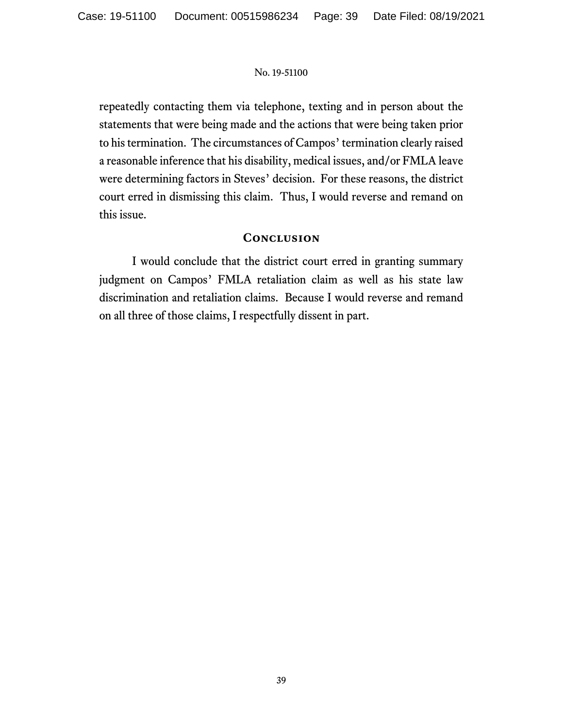repeatedly contacting them via telephone, texting and in person about the statements that were being made and the actions that were being taken prior to his termination. The circumstances of Campos' termination clearly raised a reasonable inference that his disability, medical issues, and/or FMLA leave were determining factors in Steves' decision. For these reasons, the district court erred in dismissing this claim. Thus, I would reverse and remand on this issue.

## Conclusion

I would conclude that the district court erred in granting summary judgment on Campos' FMLA retaliation claim as well as his state law discrimination and retaliation claims. Because I would reverse and remand on all three of those claims, I respectfully dissent in part.